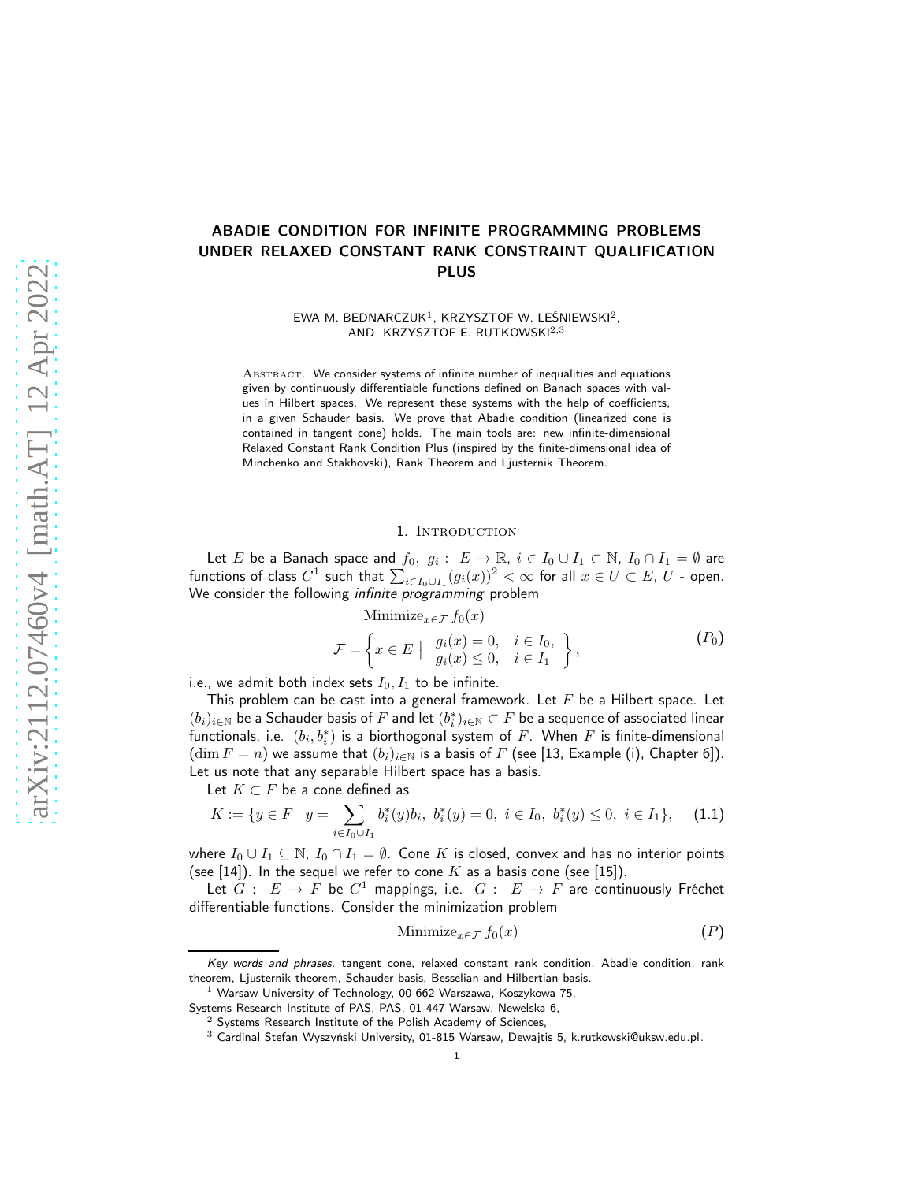# ABADIE CONDITION FOR INFINITE PROGRAMMING PROBLEMS UNDER RELAXED CONSTANT RANK CONSTRAINT QUALIFICATION PLUS

EWA M. BEDNARCZUK[1], KRZYSZTOF W. LEŚNIEWSKI[2], AND KRZYSZTOF E. RUTKOWSKI[2,3]

ABSTRACT. We consider systems of infinite number of inequalities and equations given by continuously differentiable functions defined on Banach spaces with values in Hilbert spaces. We represent these systems with the help of coefficients, in a given Schauder basis. We prove that Abadie condition (linearized cone is contained in tangent cone) holds. The main tools are: new infinite-dimensional Relaxed Constant Rank Condition Plus (inspired by the finite-dimensional idea of Minchenko and Stakhovski), Rank Theorem and Ljusternik Theorem.

## 1. Introduction

Let $E$ be a Banach space and $f_0,\ g_i: \ E \to \mathbb{R}$, $i \in I_0 \cup I_1 \subset \mathbb{N}$, $I_0 \cap I_1 = \emptyset$ are functions of class $C^1$ such that $\sum_{i \in I_0 \cup I_1} (g_i(x))^2 < \infty$ for all $x \in U \subset E$, $U$ - open. We consider the following *infinite programming* problem

$$\text{Minimize}_{x \in \mathcal{F}} f_0(x)$$
$$\mathcal{F} = \left\{ x \in E \mid \begin{array}{ll} g_i(x) = 0, & i \in I_0, \\ g_i(x) \leq 0, & i \in I_1 \end{array} \right\}, \tag{$P_0$}$$

i.e., we admit both index sets $I_0, I_1$ to be infinite.

This problem can be cast into a general framework. Let $F$ be a Hilbert space. Let $(b_i)_{i \in \mathbb{N}}$ be a Schauder basis of $F$ and let $(b_i^*)_{i \in \mathbb{N}} \subset F$ be a sequence of associated linear functionals, i.e. $(b_i, b_i^*)$ is a biorthogonal system of $F$. When $F$ is finite-dimensional ($\dim F = n$) we assume that $(b_i)_{i \in \mathbb{N}}$ is a basis of $F$ (see [13, Example (i), Chapter 6]). Let us note that any separable Hilbert space has a basis.

Let $K \subset F$ be a cone defined as

$$K := \{ y \in F \mid y = \sum_{i \in I_0 \cup I_1} b_i^*(y) b_i,\ b_i^*(y) = 0,\ i \in I_0,\ b_i^*(y) \leq 0,\ i \in I_1 \}, \tag{1.1}$$

where $I_0 \cup I_1 \subseteq \mathbb{N}$, $I_0 \cap I_1 = \emptyset$. Cone $K$ is closed, convex and has no interior points (see [14]). In the sequel we refer to cone $K$ as a basis cone (see [15]).

Let $G: \ E \to F$ be $C^1$ mappings, i.e. $G: \ E \to F$ are continuously Fréchet differentiable functions. Consider the minimization problem

$$\text{Minimize}_{x \in \mathcal{F}} f_0(x) \tag{$P$}$$

---

*Key words and phrases.* tangent cone, relaxed constant rank condition, Abadie condition, rank theorem, Ljusternik theorem, Schauder basis, Besselian and Hilbertian basis.

[1] Warsaw University of Technology, 00-662 Warszawa, Koszykowa 75, Systems Research Institute of PAS, PAS, 01-447 Warsaw, Newelska 6,

[2] Systems Research Institute of the Polish Academy of Sciences,

[3] Cardinal Stefan Wyszyński University, 01-815 Warsaw, Dewajtis 5, k.rutkowski@uksw.edu.pl.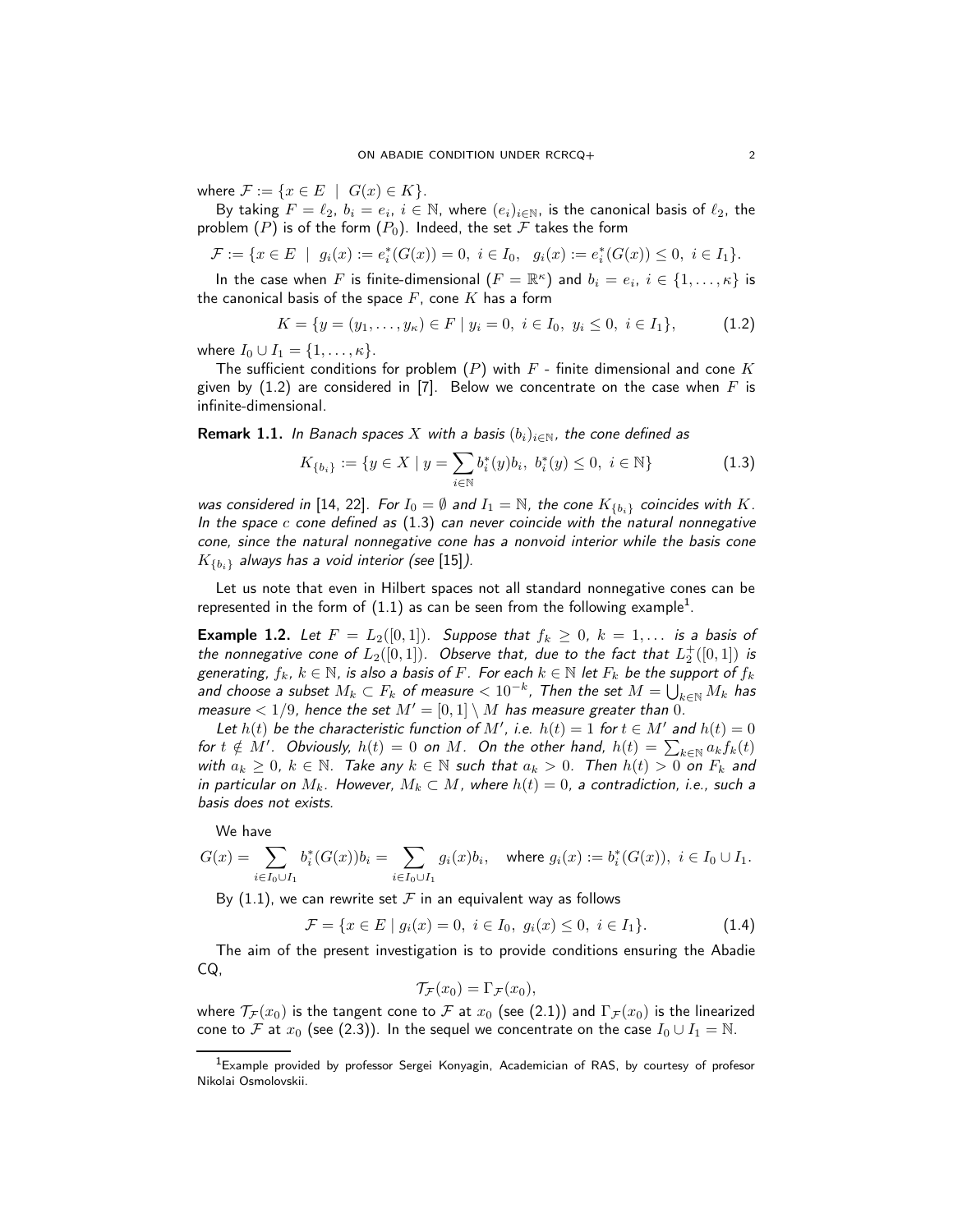where $\mathcal{F} := \{x \in E \mid G(x) \in K\}$.

By taking $F = \ell_2$, $b_i = e_i$, $i \in \mathbb{N}$, where $(e_i)_{i\in\mathbb{N}}$, is the canonical basis of $\ell_2$, the problem $(P)$ is of the form $(P_0)$. Indeed, the set $\mathcal{F}$ takes the form

$$\mathcal{F} := \{x \in E \mid g_i(x) := e_i^*(G(x)) = 0,\ i \in I_0,\ \ g_i(x) := e_i^*(G(x)) \leq 0,\ i \in I_1\}.$$

In the case when $F$ is finite-dimensional ($F = \mathbb{R}^\kappa$) and $b_i = e_i$, $i \in \{1, \ldots, \kappa\}$ is the canonical basis of the space $F$, cone $K$ has a form

$$K = \{y = (y_1, \ldots, y_\kappa) \in F \mid y_i = 0,\ i \in I_0,\ y_i \leq 0,\ i \in I_1\}, \tag{1.2}$$

where $I_0 \cup I_1 = \{1, \ldots, \kappa\}$.

The sufficient conditions for problem $(P)$ with $F$ - finite dimensional and cone $K$ given by (1.2) are considered in [7]. Below we concentrate on the case when $F$ is infinite-dimensional.

**Remark 1.1.** *In Banach spaces $X$ with a basis $(b_i)_{i\in\mathbb{N}}$, the cone defined as*

$$K_{\{b_i\}} := \{y \in X \mid y = \sum_{i\in\mathbb{N}} b_i^*(y)b_i,\ b_i^*(y) \leq 0,\ i \in \mathbb{N}\} \tag{1.3}$$

*was considered in [14, 22]. For $I_0 = \emptyset$ and $I_1 = \mathbb{N}$, the cone $K_{\{b_i\}}$ coincides with $K$. In the space $c$ cone defined as (1.3) can never coincide with the natural nonnegative cone, since the natural nonnegative cone has a nonvoid interior while the basis cone $K_{\{b_i\}}$ always has a void interior (see [15]).*

Let us note that even in Hilbert spaces not all standard nonnegative cones can be represented in the form of (1.1) as can be seen from the following example[1].

**Example 1.2.** *Let $F = L_2([0,1])$. Suppose that $f_k \geq 0$, $k = 1, \ldots$ is a basis of the nonnegative cone of $L_2([0,1])$. Observe that, due to the fact that $L_2^+([0,1])$ is generating, $f_k$, $k \in \mathbb{N}$, is also a basis of $F$. For each $k \in \mathbb{N}$ let $F_k$ be the support of $f_k$ and choose a subset $M_k \subset F_k$ of measure $< 10^{-k}$, Then the set $M = \bigcup_{k\in\mathbb{N}} M_k$ has measure $< 1/9$, hence the set $M' = [0,1] \setminus M$ has measure greater than $0$.*

*Let $h(t)$ be the characteristic function of $M'$, i.e. $h(t) = 1$ for $t \in M'$ and $h(t) = 0$ for $t \notin M'$. Obviously, $h(t) = 0$ on $M$. On the other hand, $h(t) = \sum_{k\in\mathbb{N}} a_k f_k(t)$ with $a_k \geq 0$, $k \in \mathbb{N}$. Take any $k \in \mathbb{N}$ such that $a_k > 0$. Then $h(t) > 0$ on $F_k$ and in particular on $M_k$. However, $M_k \subset M$, where $h(t) = 0$, a contradiction, i.e., such a basis does not exists.*

We have

$$G(x) = \sum_{i\in I_0\cup I_1} b_i^*(G(x))b_i = \sum_{i\in I_0\cup I_1} g_i(x)b_i, \quad \text{where } g_i(x) := b_i^*(G(x)),\ i \in I_0 \cup I_1.$$

By (1.1), we can rewrite set $\mathcal{F}$ in an equivalent way as follows

$$\mathcal{F} = \{x \in E \mid g_i(x) = 0,\ i \in I_0,\ g_i(x) \leq 0,\ i \in I_1\}. \tag{1.4}$$

The aim of the present investigation is to provide conditions ensuring the Abadie CQ,

$$\mathcal{T}_{\mathcal{F}}(x_0) = \Gamma_{\mathcal{F}}(x_0),$$

where $\mathcal{T}_{\mathcal{F}}(x_0)$ is the tangent cone to $\mathcal{F}$ at $x_0$ (see (2.1)) and $\Gamma_{\mathcal{F}}(x_0)$ is the linearized cone to $\mathcal{F}$ at $x_0$ (see (2.3)). In the sequel we concentrate on the case $I_0 \cup I_1 = \mathbb{N}$.

[1] Example provided by professor Sergei Konyagin, Academician of RAS, by courtesy of profesor Nikolai Osmolovskii.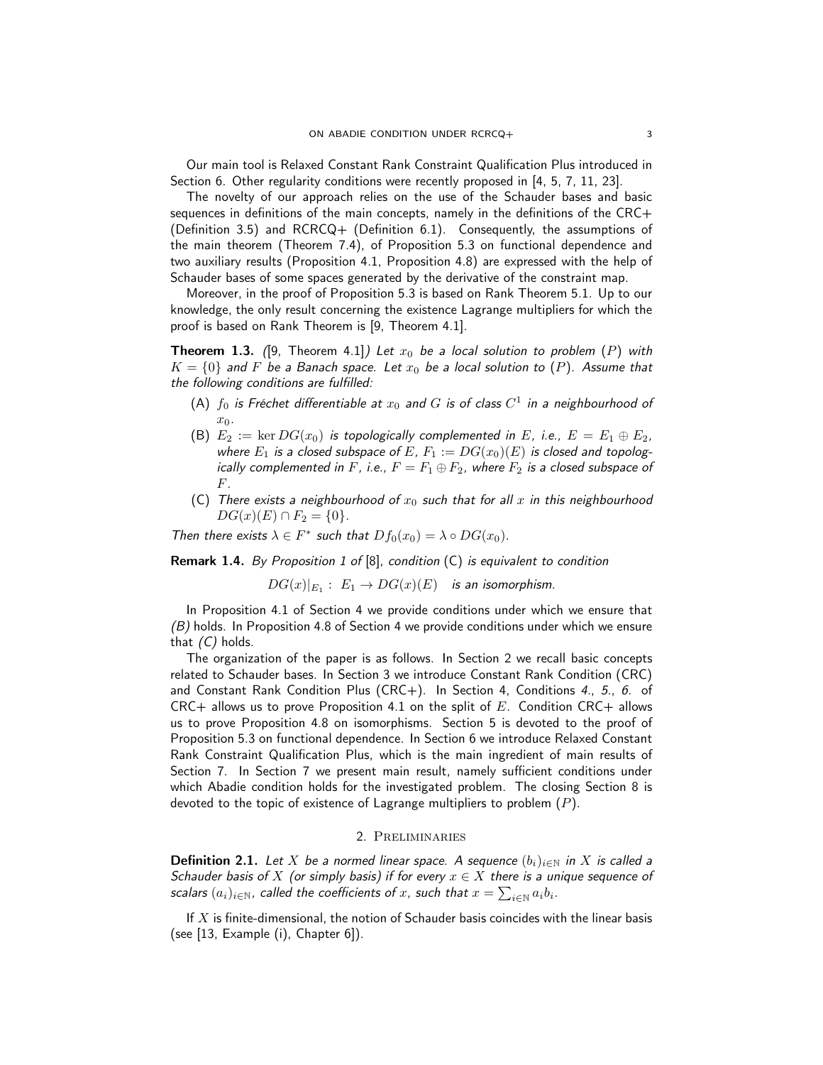Our main tool is Relaxed Constant Rank Constraint Qualification Plus introduced in Section 6. Other regularity conditions were recently proposed in [4, 5, 7, 11, 23].

The novelty of our approach relies on the use of the Schauder bases and basic sequences in definitions of the main concepts, namely in the definitions of the CRC+ (Definition 3.5) and RCRCQ+ (Definition 6.1). Consequently, the assumptions of the main theorem (Theorem 7.4), of Proposition 5.3 on functional dependence and two auxiliary results (Proposition 4.1, Proposition 4.8) are expressed with the help of Schauder bases of some spaces generated by the derivative of the constraint map.

Moreover, in the proof of Proposition 5.3 is based on Rank Theorem 5.1. Up to our knowledge, the only result concerning the existence Lagrange multipliers for which the proof is based on Rank Theorem is [9, Theorem 4.1].

**Theorem 1.3.** *([9, Theorem 4.1]) Let $x_0$ be a local solution to problem $(P)$ with $K = \{0\}$ and $F$ be a Banach space. Let $x_0$ be a local solution to $(P)$. Assume that the following conditions are fulfilled:*

- (A) *$f_0$ is Fréchet differentiable at $x_0$ and $G$ is of class $C^1$ in a neighbourhood of $x_0$.*
- (B) *$E_2 := \ker DG(x_0)$ is topologically complemented in $E$, i.e., $E = E_1 \oplus E_2$, where $E_1$ is a closed subspace of $E$, $F_1 := DG(x_0)(E)$ is closed and topologically complemented in $F$, i.e., $F = F_1 \oplus F_2$, where $F_2$ is a closed subspace of $F$.*
- (C) *There exists a neighbourhood of $x_0$ such that for all $x$ in this neighbourhood $DG(x)(E) \cap F_2 = \{0\}$.*

*Then there exists $\lambda \in F^*$ such that $Df_0(x_0) = \lambda \circ DG(x_0)$.*

**Remark 1.4.** *By Proposition 1 of [8], condition (C) is equivalent to condition*

$$DG(x)|_{E_1} : \; E_1 \to DG(x)(E) \quad \text{is an isomorphism.}$$

In Proposition 4.1 of Section 4 we provide conditions under which we ensure that *(B)* holds. In Proposition 4.8 of Section 4 we provide conditions under which we ensure that *(C)* holds.

The organization of the paper is as follows. In Section 2 we recall basic concepts related to Schauder bases. In Section 3 we introduce Constant Rank Condition (CRC) and Constant Rank Condition Plus (CRC+). In Section 4, Conditions *4.*, *5.*, *6.* of CRC+ allows us to prove Proposition 4.1 on the split of $E$. Condition CRC+ allows us to prove Proposition 4.8 on isomorphisms. Section 5 is devoted to the proof of Proposition 5.3 on functional dependence. In Section 6 we introduce Relaxed Constant Rank Constraint Qualification Plus, which is the main ingredient of main results of Section 7. In Section 7 we present main result, namely sufficient conditions under which Abadie condition holds for the investigated problem. The closing Section 8 is devoted to the topic of existence of Lagrange multipliers to problem $(P)$.

## 2. Preliminaries

**Definition 2.1.** *Let $X$ be a normed linear space. A sequence $(b_i)_{i \in \mathbb{N}}$ in $X$ is called a Schauder basis of $X$ (or simply basis) if for every $x \in X$ there is a unique sequence of scalars $(a_i)_{i \in \mathbb{N}}$, called the coefficients of $x$, such that $x = \sum_{i \in \mathbb{N}} a_i b_i$.*

If $X$ is finite-dimensional, the notion of Schauder basis coincides with the linear basis (see [13, Example (i), Chapter 6]).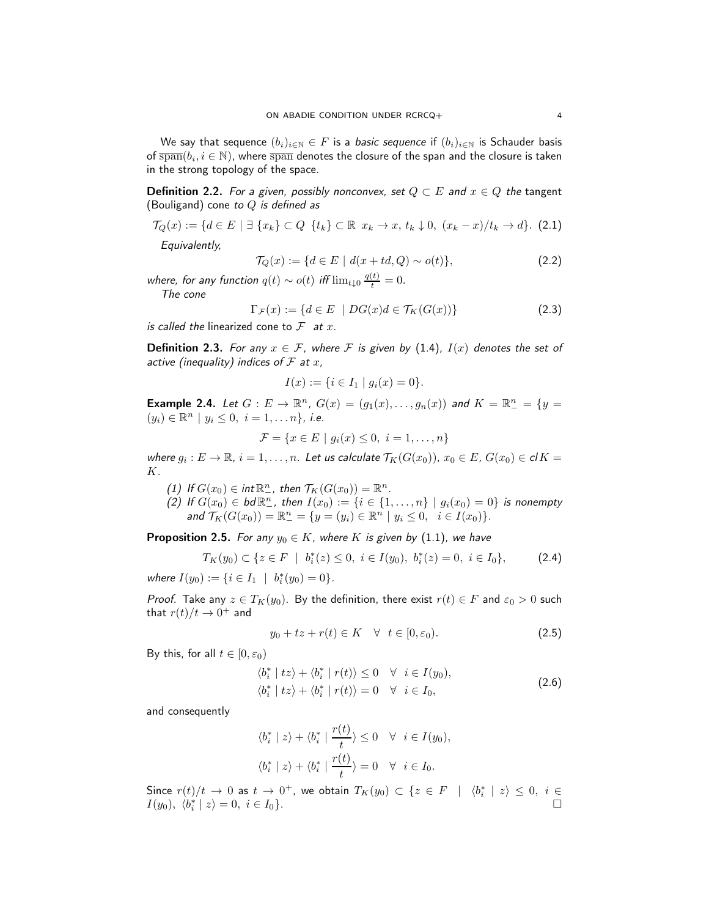We say that sequence $(b_i)_{i\in\mathbb{N}} \in F$ is a *basic sequence* if $(b_i)_{i\in\mathbb{N}}$ is Schauder basis of $\overline{\text{span}}(b_i, i \in \mathbb{N})$, where $\overline{\text{span}}$ denotes the closure of the span and the closure is taken in the strong topology of the space.

**Definition 2.2.** *For a given, possibly nonconvex, set $Q \subset E$ and $x \in Q$ the* tangent (Bouligand) cone *to $Q$ is defined as*

$$\mathcal{T}_Q(x) := \{d \in E \mid \exists\, \{x_k\} \subset Q\ \{t_k\} \subset \mathbb{R}\ x_k \to x,\ t_k \downarrow 0,\ (x_k - x)/t_k \to d\}. \quad (2.1)$$

*Equivalently,*

$$\mathcal{T}_Q(x) := \{d \in E \mid d(x + td, Q) \sim o(t)\}, \quad (2.2)$$

*where, for any function $q(t) \sim o(t)$ iff $\lim_{t\downarrow 0} \frac{q(t)}{t} = 0$.*

*The cone*

$$\Gamma_{\mathcal{F}}(x) := \{d \in E \ \mid DG(x)d \in \mathcal{T}_K(G(x))\} \quad (2.3)$$

*is called the* linearized cone *to $\mathcal{F}$ at $x$.*

**Definition 2.3.** *For any $x \in \mathcal{F}$, where $\mathcal{F}$ is given by* (1.4)*, $I(x)$ denotes the set of active (inequality) indices of $\mathcal{F}$ at $x$,*

$$I(x) := \{i \in I_1 \mid g_i(x) = 0\}.$$

**Example 2.4.** *Let $G : E \to \mathbb{R}^n$, $G(x) = (g_1(x), \ldots, g_n(x))$ and $K = \mathbb{R}^n_- = \{y = (y_i) \in \mathbb{R}^n \mid y_i \leq 0,\ i = 1, \ldots n\}$, i.e.*

$$\mathcal{F} = \{x \in E \mid g_i(x) \leq 0,\ i = 1, \ldots, n\}$$

*where $g_i : E \to \mathbb{R}$, $i = 1, \ldots, n$. Let us calculate $\mathcal{T}_K(G(x_0))$, $x_0 \in E$, $G(x_0) \in cl K = K$.*

*(1) If $G(x_0) \in int\,\mathbb{R}^n_-$, then $\mathcal{T}_K(G(x_0)) = \mathbb{R}^n$.*
*(2) If $G(x_0) \in bd\,\mathbb{R}^n_-$, then $I(x_0) := \{i \in \{1, \ldots, n\} \mid g_i(x_0) = 0\}$ is nonempty and $\mathcal{T}_K(G(x_0)) = \mathbb{R}^n_- = \{y = (y_i) \in \mathbb{R}^n \mid y_i \leq 0,\ \ i \in I(x_0)\}$.*

**Proposition 2.5.** *For any $y_0 \in K$, where $K$ is given by* (1.1)*, we have*

$$T_K(y_0) \subset \{z \in F \ \mid\ b_i^*(z) \leq 0,\ i \in I(y_0),\ b_i^*(z) = 0,\ i \in I_0\}, \quad (2.4)$$

*where $I(y_0) := \{i \in I_1 \ \mid\ b_i^*(y_0) = 0\}$.*

*Proof.* Take any $z \in T_K(y_0)$. By the definition, there exist $r(t) \in F$ and $\varepsilon_0 > 0$ such that $r(t)/t \to 0^+$ and

$$y_0 + tz + r(t) \in K \quad \forall\ \ t \in [0, \varepsilon_0). \quad (2.5)$$

By this, for all $t \in [0, \varepsilon_0)$

$$\begin{aligned} \langle b_i^* \mid tz\rangle + \langle b_i^* \mid r(t)\rangle \leq 0 \quad \forall\ \ i \in I(y_0), \\ \langle b_i^* \mid tz\rangle + \langle b_i^* \mid r(t)\rangle = 0 \quad \forall\ \ i \in I_0, \end{aligned} \quad (2.6)$$

and consequently

$$\langle b_i^* \mid z\rangle + \langle b_i^* \mid \frac{r(t)}{t}\rangle \leq 0 \quad \forall\ \ i \in I(y_0),$$

$$\langle b_i^* \mid z\rangle + \langle b_i^* \mid \frac{r(t)}{t}\rangle = 0 \quad \forall\ \ i \in I_0.$$

Since $r(t)/t \to 0$ as $t \to 0^+$, we obtain $T_K(y_0) \subset \{z \in F \ \mid\ \langle b_i^* \mid z\rangle \leq 0,\ i \in I(y_0),\ \langle b_i^* \mid z\rangle = 0,\ i \in I_0\}$. $\square$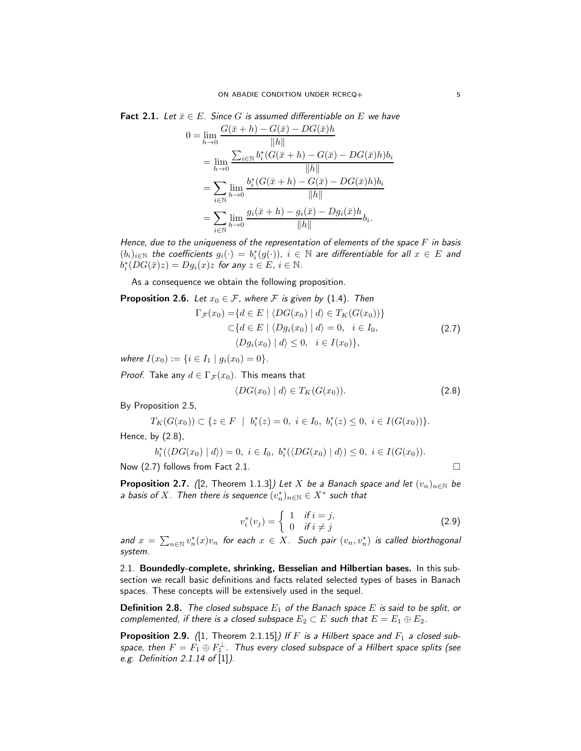**Fact 2.1.** *Let $\bar{x} \in E$. Since $G$ is assumed differentiable on $E$ we have*

$$
\begin{aligned}
0 &= \lim_{h\to 0} \frac{G(\bar{x}+h) - G(\bar{x}) - DG(\bar{x})h}{\|h\|} \\
&= \lim_{h\to 0} \frac{\sum_{i\in\mathbb{N}} b_i^*(G(\bar{x}+h) - G(\bar{x}) - DG(\bar{x})h)b_i}{\|h\|} \\
&= \sum_{i\in\mathbb{N}} \lim_{h\to 0} \frac{b_i^*(G(\bar{x}+h) - G(\bar{x}) - DG(\bar{x})h)b_i}{\|h\|} \\
&= \sum_{i\in\mathbb{N}} \lim_{h\to 0} \frac{g_i(\bar{x}+h) - g_i(\bar{x}) - Dg_i(\bar{x})h}{\|h\|} b_i.
\end{aligned}
$$

*Hence, due to the uniqueness of the representation of elements of the space $F$ in basis $(b_i)_{i\in\mathbb{N}}$ the coefficients $g_i(\cdot) = b_i^*(g(\cdot))$, $i \in \mathbb{N}$ are differentiable for all $x \in E$ and $b_i^*(DG(\bar{x})z) = Dg_i(x)z$ for any $z \in E$, $i \in \mathbb{N}$.*

As a consequence we obtain the following proposition.

**Proposition 2.6.** *Let $x_0 \in \mathcal{F}$, where $\mathcal{F}$ is given by (1.4). Then*

$$
\begin{aligned}
\Gamma_{\mathcal{F}}(x_0) =& \{d \in E \mid \langle DG(x_0) \mid d\rangle \in T_K(G(x_0))\} \\
\subset& \{d \in E \mid \langle Dg_i(x_0) \mid d\rangle = 0, \quad i \in I_0, \\
& \langle Dg_i(x_0) \mid d\rangle \leq 0, \quad i \in I(x_0)\},
\end{aligned} \tag{2.7}
$$

*where $I(x_0) := \{i \in I_1 \mid g_i(x_0) = 0\}$.*

*Proof.* Take any $d \in \Gamma_{\mathcal{F}}(x_0)$. This means that

$$
\langle DG(x_0) \mid d\rangle \in T_K(G(x_0)). \tag{2.8}
$$

By Proposition 2.5,

$$
T_K(G(x_0)) \subset \{z \in F \mid b_i^*(z) = 0,\ i \in I_0,\ b_i^*(z) \leq 0,\ i \in I(G(x_0))\}.
$$

Hence, by (2.8),

$$
b_i^*(\langle DG(x_0) \mid d\rangle) = 0,\ i \in I_0,\ b_i^*(\langle DG(x_0) \mid d\rangle) \leq 0,\ i \in I(G(x_0)).
$$

Now (2.7) follows from Fact 2.1. $\square$

**Proposition 2.7.** *([2, Theorem 1.1.3]) Let $X$ be a Banach space and let $(v_n)_{n\in\mathbb{N}}$ be a basis of $X$. Then there is sequence $(v_n^*)_{n\in\mathbb{N}} \in X^*$ such that*

$$
v_i^*(v_j) = \begin{cases} 1 & \text{if } i = j, \\ 0 & \text{if } i \neq j \end{cases} \tag{2.9}
$$

*and $x = \sum_{n\in\mathbb{N}} v_n^*(x)v_n$ for each $x \in X$. Such pair $(v_n, v_n^*)$ is called biorthogonal system.*

2.1. **Boundedly-complete, shrinking, Besselian and Hilbertian bases.** In this subsection we recall basic definitions and facts related selected types of bases in Banach spaces. These concepts will be extensively used in the sequel.

**Definition 2.8.** *The closed subspace $E_1$ of the Banach space $E$ is said to be split, or complemented, if there is a closed subspace $E_2 \subset E$ such that $E = E_1 \oplus E_2$.*

**Proposition 2.9.** *([1, Theorem 2.1.15]) If $F$ is a Hilbert space and $F_1$ a closed subspace, then $F = F_1 \oplus F_1^{\perp}$. Thus every closed subspace of a Hilbert space splits (see e.g. Definition 2.1.14 of [1]).*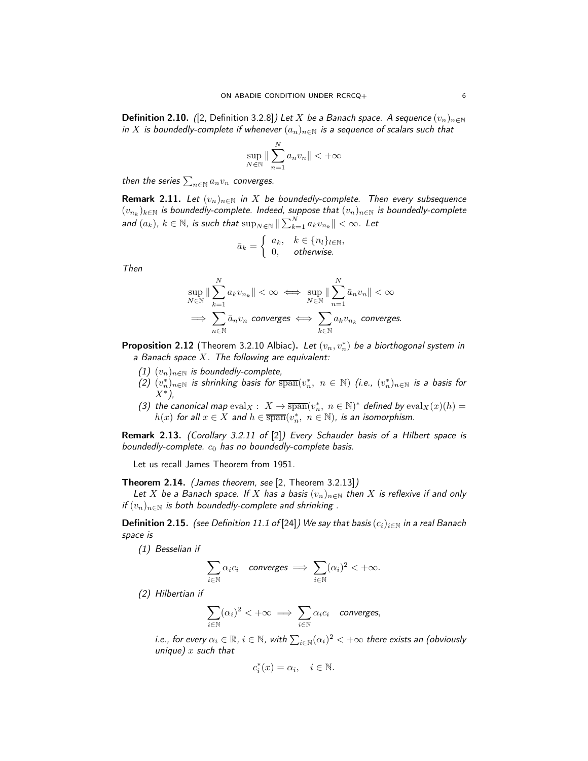**Definition 2.10.** *([2, Definition 3.2.8]) Let $X$ be a Banach space. A sequence $(v_n)_{n\in\mathbb{N}}$ in $X$ is boundedly-complete if whenever $(a_n)_{n\in\mathbb{N}}$ is a sequence of scalars such that*

$$\sup_{N\in\mathbb{N}} \| \sum_{n=1}^{N} a_n v_n \| < +\infty$$

*then the series $\sum_{n\in\mathbb{N}} a_n v_n$ converges.*

**Remark 2.11.** *Let $(v_n)_{n\in\mathbb{N}}$ in $X$ be boundedly-complete. Then every subsequence $(v_{n_k})_{k\in\mathbb{N}}$ is boundedly-complete. Indeed, suppose that $(v_n)_{n\in\mathbb{N}}$ is boundedly-complete and $(a_k)$, $k\in\mathbb{N}$, is such that $\sup_{N\in\mathbb{N}} \| \sum_{k=1}^{N} a_k v_{n_k} \| < \infty$. Let*

$$\bar{a}_k = \begin{cases} a_k, & k \in \{n_l\}_{l\in\mathbb{N}}, \\ 0, & \textit{otherwise}. \end{cases}$$

*Then*

$$\sup_{N\in\mathbb{N}} \| \sum_{k=1}^{N} a_k v_{n_k} \| < \infty \iff \sup_{N\in\mathbb{N}} \| \sum_{n=1}^{N} \bar{a}_n v_n \| < \infty$$
$$\implies \sum_{n\in\mathbb{N}} \bar{a}_n v_n \text{ converges} \iff \sum_{k\in\mathbb{N}} a_k v_{n_k} \text{ converges.}$$

**Proposition 2.12** (Theorem 3.2.10 Albiac)**.** *Let $(v_n, v_n^*)$ be a biorthogonal system in a Banach space $X$. The following are equivalent:*

1. *$(v_n)_{n\in\mathbb{N}}$ is boundedly-complete,*
2. *$(v_n^*)_{n\in\mathbb{N}}$ is shrinking basis for $\overline{\text{span}}(v_n^*,\ n\in\mathbb{N})$ (i.e., $(v_n^*)_{n\in\mathbb{N}}$ is a basis for $X^*$),*
3. *the canonical map $\text{eval}_X : X \to \overline{\text{span}}(v_n^*,\ n\in\mathbb{N})^*$ defined by $\text{eval}_X(x)(h) = h(x)$ for all $x\in X$ and $h \in \overline{\text{span}}(v_n^*,\ n\in\mathbb{N})$, is an isomorphism.*

**Remark 2.13.** *(Corollary 3.2.11 of [2]) Every Schauder basis of a Hilbert space is boundedly-complete. $c_0$ has no boundedly-complete basis.*

Let us recall James Theorem from 1951.

**Theorem 2.14.** *(James theorem, see [2, Theorem 3.2.13])*

*Let $X$ be a Banach space. If $X$ has a basis $(v_n)_{n\in\mathbb{N}}$ then $X$ is reflexive if and only if $(v_n)_{n\in\mathbb{N}}$ is both boundedly-complete and shrinking .*

**Definition 2.15.** *(see Definition 11.1 of [24]) We say that basis $(c_i)_{i\in\mathbb{N}}$ in a real Banach space is*

1. *Besselian if*

$$\sum_{i\in\mathbb{N}} \alpha_i c_i \quad \text{converges} \implies \sum_{i\in\mathbb{N}} (\alpha_i)^2 < +\infty.$$

2. *Hilbertian if*

$$\sum_{i\in\mathbb{N}} (\alpha_i)^2 < +\infty \implies \sum_{i\in\mathbb{N}} \alpha_i c_i \quad \text{converges,}$$

*i.e., for every $\alpha_i \in \mathbb{R}$, $i\in\mathbb{N}$, with $\sum_{i\in\mathbb{N}} (\alpha_i)^2 < +\infty$ there exists an (obviously unique) $x$ such that*

$$c_i^*(x) = \alpha_i, \quad i \in \mathbb{N}.$$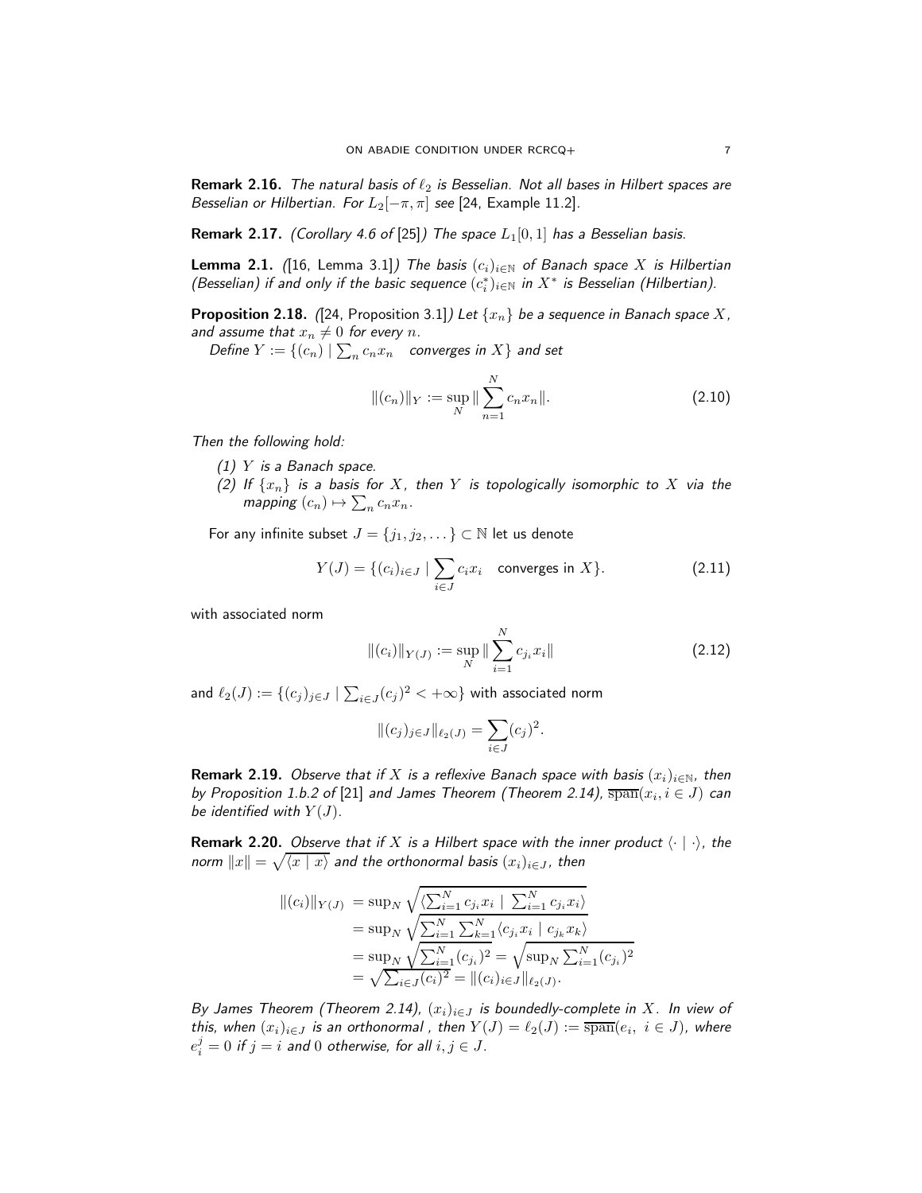**Remark 2.16.** *The natural basis of $\ell_2$ is Besselian. Not all bases in Hilbert spaces are Besselian or Hilbertian. For $L_2[-\pi,\pi]$ see* [24, Example 11.2].

**Remark 2.17.** *(Corollary 4.6 of* [25]*) The space $L_1[0,1]$ has a Besselian basis.*

**Lemma 2.1.** *(*[16, Lemma 3.1]*) The basis $(c_i)_{i\in\mathbb{N}}$ of Banach space $X$ is Hilbertian (Besselian) if and only if the basic sequence $(c_i^*)_{i\in\mathbb{N}}$ in $X^*$ is Besselian (Hilbertian).*

**Proposition 2.18.** *(*[24, Proposition 3.1]*) Let $\{x_n\}$ be a sequence in Banach space $X$, and assume that $x_n \neq 0$ for every $n$.*

*Define $Y := \{(c_n) \mid \sum_n c_n x_n \quad \text{converges in } X\}$ and set*

$$\|(c_n)\|_Y := \sup_N \|\sum_{n=1}^{N} c_n x_n\|. \tag{2.10}$$

*Then the following hold:*

- *(1) $Y$ is a Banach space.*
- *(2) If $\{x_n\}$ is a basis for $X$, then $Y$ is topologically isomorphic to $X$ via the mapping $(c_n) \mapsto \sum_n c_n x_n$.*

For any infinite subset $J = \{j_1, j_2, \dots\} \subset \mathbb{N}$ let us denote

$$Y(J) = \{(c_i)_{i\in J} \mid \sum_{i\in J} c_i x_i \quad \text{converges in } X\}. \tag{2.11}$$

with associated norm

$$\|(c_i)\|_{Y(J)} := \sup_N \|\sum_{i=1}^{N} c_{j_i} x_i\| \tag{2.12}$$

and $\ell_2(J) := \{(c_j)_{j\in J} \mid \sum_{i\in J}(c_j)^2 < +\infty\}$ with associated norm

$$\|(c_j)_{j\in J}\|_{\ell_2(J)} = \sum_{i\in J}(c_j)^2.$$

**Remark 2.19.** *Observe that if $X$ is a reflexive Banach space with basis $(x_i)_{i\in\mathbb{N}}$, then by Proposition 1.b.2 of* [21] *and James Theorem (Theorem 2.14), $\overline{\text{span}}(x_i, i \in J)$ can be identified with $Y(J)$.*

**Remark 2.20.** *Observe that if $X$ is a Hilbert space with the inner product $\langle \cdot \mid \cdot \rangle$, the norm $\|x\| = \sqrt{\langle x \mid x \rangle}$ and the orthonormal basis $(x_i)_{i\in J}$, then*

$$\begin{aligned}
\|(c_i)\|_{Y(J)} &= \sup_N \sqrt{\langle \sum_{i=1}^N c_{j_i} x_i \mid \sum_{i=1}^N c_{j_i} x_i \rangle} \\
&= \sup_N \sqrt{\sum_{i=1}^N \sum_{k=1}^N \langle c_{j_i} x_i \mid c_{j_k} x_k \rangle} \\
&= \sup_N \sqrt{\sum_{i=1}^N (c_{j_i})^2} = \sqrt{\sup_N \sum_{i=1}^N (c_{j_i})^2} \\
&= \sqrt{\sum_{i\in J}(c_i)^2} = \|(c_i)_{i\in J}\|_{\ell_2(J)}.
\end{aligned}$$

*By James Theorem (Theorem 2.14), $(x_i)_{i\in J}$ is boundedly-complete in $X$. In view of this, when $(x_i)_{i\in J}$ is an orthonormal , then $Y(J) = \ell_2(J) := \overline{\text{span}}(e_i,\ i \in J)$, where $e_i^j = 0$ if $j = i$ and $0$ otherwise, for all $i, j \in J$.*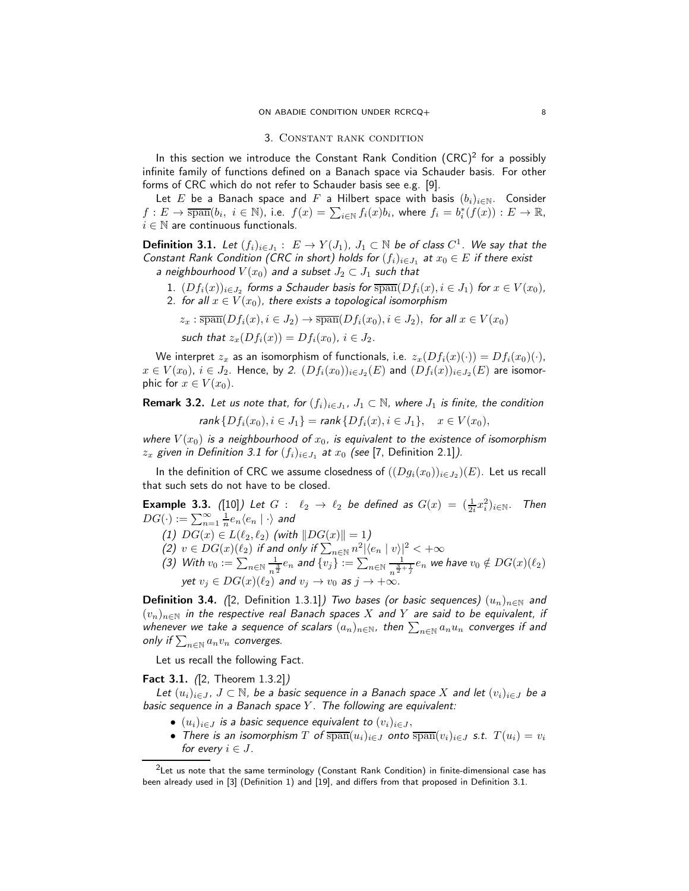## 3. Constant rank condition

In this section we introduce the Constant Rank Condition (CRC)[2] for a possibly infinite family of functions defined on a Banach space via Schauder basis. For other forms of CRC which do not refer to Schauder basis see e.g. [9].

Let $E$ be a Banach space and $F$ a Hilbert space with basis $(b_i)_{i\in\mathbb{N}}$. Consider $f: E \to \overline{\text{span}}(b_i,\ i\in\mathbb{N})$, i.e. $f(x) = \sum_{i\in\mathbb{N}} f_i(x) b_i$, where $f_i = b_i^*(f(x)) : E \to \mathbb{R}$, $i \in \mathbb{N}$ are continuous functionals.

**Definition 3.1.** *Let $(f_i)_{i\in J_1} :\ E \to Y(J_1)$, $J_1 \subset \mathbb{N}$ be of class $C^1$. We say that the Constant Rank Condition (CRC in short) holds for $(f_i)_{i\in J_1}$ at $x_0 \in E$ if there exist a neighbourhood $V(x_0)$ and a subset $J_2 \subset J_1$ such that*

1. *$(Df_i(x))_{i\in J_2}$ forms a Schauder basis for $\overline{\text{span}}(Df_i(x), i \in J_1)$ for $x \in V(x_0)$,*
2. *for all $x \in V(x_0)$, there exists a topological isomorphism*

   $z_x : \overline{\text{span}}(Df_i(x), i\in J_2) \to \overline{\text{span}}(Df_i(x_0), i \in J_2)$, *for all* $x \in V(x_0)$

   *such that* $z_x(Df_i(x)) = Df_i(x_0)$, $i \in J_2$.

We interpret $z_x$ as an isomorphism of functionals, i.e. $z_x(Df_i(x)(\cdot)) = Df_i(x_0)(\cdot)$, $x \in V(x_0)$, $i \in J_2$. Hence, by *2.* $(Df_i(x_0))_{i\in J_2}(E)$ and $(Df_i(x))_{i\in J_2}(E)$ are isomorphic for $x \in V(x_0)$.

**Remark 3.2.** *Let us note that, for $(f_i)_{i\in J_1}$, $J_1 \subset \mathbb{N}$, where $J_1$ is finite, the condition*

$$\text{rank}\{Df_i(x_0), i \in J_1\} = \text{rank}\{Df_i(x), i \in J_1\}, \quad x \in V(x_0),$$

*where $V(x_0)$ is a neighbourhood of $x_0$, is equivalent to the existence of isomorphism $z_x$ given in Definition 3.1 for $(f_i)_{i\in J_1}$ at $x_0$ (see [7, Definition 2.1]).*

In the definition of CRC we assume closedness of $((Dg_i(x_0))_{i\in J_2})(E)$. Let us recall that such sets do not have to be closed.

**Example 3.3.** *([10]) Let $G :\ \ell_2 \to \ell_2$ be defined as $G(x) = (\frac{1}{2i}x_i^2)_{i\in\mathbb{N}}$. Then $DG(\cdot) := \sum_{n=1}^{\infty} \frac{1}{n} e_n \langle e_n \mid \cdot\rangle$ and*

*(1) $DG(x) \in L(\ell_2, \ell_2)$ (with $\|DG(x)\| = 1$)*

*(2) $v \in DG(x)(\ell_2)$ if and only if $\sum_{n\in\mathbb{N}} n^2 |\langle e_n \mid v\rangle|^2 < +\infty$*

*(3) With $v_0 := \sum_{n\in\mathbb{N}} \frac{1}{n^{\frac{3}{2}}} e_n$ and $\{v_j\} := \sum_{n\in\mathbb{N}} \frac{1}{n^{\frac{3}{2}+\frac{1}{j}}} e_n$ we have $v_0 \notin DG(x)(\ell_2)$ yet $v_j \in DG(x)(\ell_2)$ and $v_j \to v_0$ as $j \to +\infty$.*

**Definition 3.4.** *([2, Definition 1.3.1]) Two bases (or basic sequences) $(u_n)_{n\in\mathbb{N}}$ and $(v_n)_{n\in\mathbb{N}}$ in the respective real Banach spaces $X$ and $Y$ are said to be equivalent, if whenever we take a sequence of scalars $(a_n)_{n\in\mathbb{N}}$, then $\sum_{n\in\mathbb{N}} a_n u_n$ converges if and only if $\sum_{n\in\mathbb{N}} a_n v_n$ converges.*

Let us recall the following Fact.

**Fact 3.1.** *([2, Theorem 1.3.2])*

*Let $(u_i)_{i\in J}$, $J \subset \mathbb{N}$, be a basic sequence in a Banach space $X$ and let $(v_i)_{i\in J}$ be a basic sequence in a Banach space $Y$. The following are equivalent:*

- *$(u_i)_{i\in J}$ is a basic sequence equivalent to $(v_i)_{i\in J}$,*
- *There is an isomorphism $T$ of $\overline{\text{span}}(u_i)_{i\in J}$ onto $\overline{\text{span}}(v_i)_{i\in J}$ s.t. $T(u_i) = v_i$ for every $i \in J$.*

[2] Let us note that the same terminology (Constant Rank Condition) in finite-dimensional case has been already used in [3] (Definition 1) and [19], and differs from that proposed in Definition 3.1.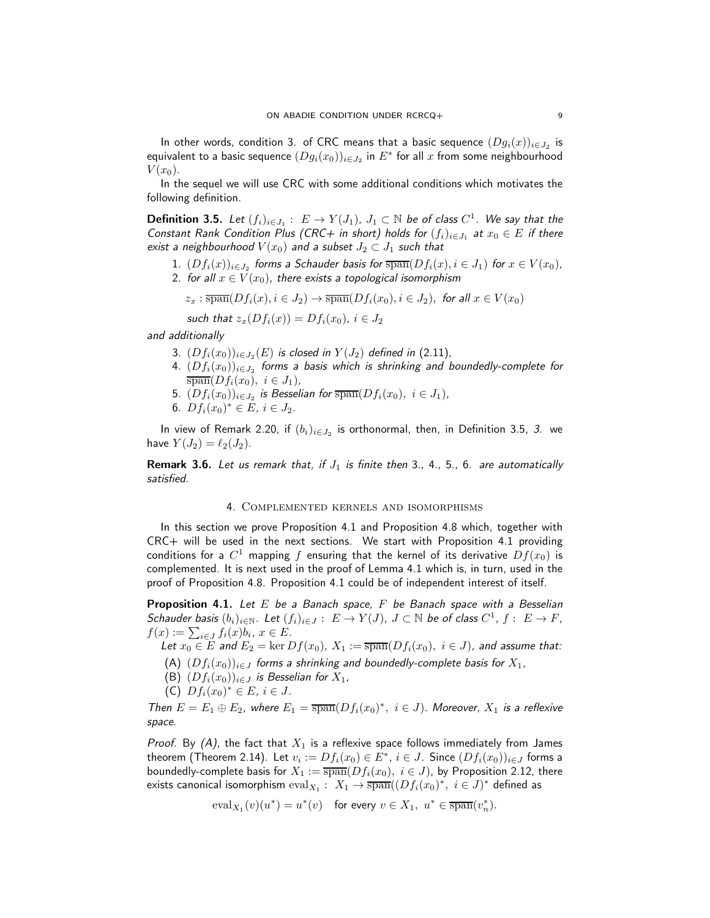In other words, condition 3. of CRC means that a basic sequence $(Dg_i(x))_{i\in J_2}$ is equivalent to a basic sequence $(Dg_i(x_0))_{i\in J_2}$ in $E^*$ for all $x$ from some neighbourhood $V(x_0)$.

In the sequel we will use CRC with some additional conditions which motivates the following definition.

**Definition 3.5.** *Let $(f_i)_{i\in J_1}:\ E\to Y(J_1)$, $J_1\subset\mathbb{N}$ be of class $C^1$. We say that the Constant Rank Condition Plus (CRC+ in short) holds for $(f_i)_{i\in J_1}$ at $x_0\in E$ if there exist a neighbourhood $V(x_0)$ and a subset $J_2\subset J_1$ such that*

1. *$(Df_i(x))_{i\in J_2}$ forms a Schauder basis for $\overline{\operatorname{span}}(Df_i(x), i\in J_1)$ for $x\in V(x_0)$,*
2. *for all $x\in V(x_0)$, there exists a topological isomorphism*

   $z_x:\overline{\operatorname{span}}(Df_i(x), i\in J_2)\to\overline{\operatorname{span}}(Df_i(x_0), i\in J_2)$, *for all* $x\in V(x_0)$

   *such that* $z_x(Df_i(x))=Df_i(x_0)$, $i\in J_2$

*and additionally*

3. *$(Df_i(x_0))_{i\in J_2}(E)$ is closed in $Y(J_2)$ defined in (2.11),*
4. *$(Df_i(x_0))_{i\in J_2}$ forms a basis which is shrinking and boundedly-complete for $\overline{\operatorname{span}}(Df_i(x_0),\ i\in J_1)$,*
5. *$(Df_i(x_0))_{i\in J_2}$ is Besselian for $\overline{\operatorname{span}}(Df_i(x_0),\ i\in J_1)$,*
6. *$Df_i(x_0)^*\in E$, $i\in J_2$.*

In view of Remark 2.20, if $(b_i)_{i\in J_2}$ is orthonormal, then, in Definition 3.5, *3.* we have $Y(J_2)=\ell_2(J_2)$.

**Remark 3.6.** *Let us remark that, if $J_1$ is finite then* 3., 4., 5., 6. *are automatically satisfied.*

## 4. Complemented kernels and isomorphisms

In this section we prove Proposition 4.1 and Proposition 4.8 which, together with CRC+ will be used in the next sections. We start with Proposition 4.1 providing conditions for a $C^1$ mapping $f$ ensuring that the kernel of its derivative $Df(x_0)$ is complemented. It is next used in the proof of Lemma 4.1 which is, in turn, used in the proof of Proposition 4.8. Proposition 4.1 could be of independent interest of itself.

**Proposition 4.1.** *Let $E$ be a Banach space, $F$ be Banach space with a Besselian Schauder basis $(b_i)_{i\in\mathbb{N}}$. Let $(f_i)_{i\in J}:\ E\to Y(J)$, $J\subset\mathbb{N}$ be of class $C^1$, $f:\ E\to F$, $f(x):=\sum_{i\in J}f_i(x)b_i$, $x\in E$.*

*Let $x_0\in E$ and $E_2=\ker Df(x_0)$, $X_1:=\overline{\operatorname{span}}(Df_i(x_0),\ i\in J)$, and assume that:*

- (A) *$(Df_i(x_0))_{i\in J}$ forms a shrinking and boundedly-complete basis for $X_1$,*
- (B) *$(Df_i(x_0))_{i\in J}$ is Besselian for $X_1$,*
- (C) *$Df_i(x_0)^*\in E$, $i\in J$.*

*Then $E=E_1\oplus E_2$, where $E_1=\overline{\operatorname{span}}(Df_i(x_0)^*,\ i\in J)$. Moreover, $X_1$ is a reflexive space.*

*Proof.* By *(A)*, the fact that $X_1$ is a reflexive space follows immediately from James theorem (Theorem 2.14). Let $v_i:=Df_i(x_0)\in E^*$, $i\in J$. Since $(Df_i(x_0))_{i\in J}$ forms a boundedly-complete basis for $X_1:=\overline{\operatorname{span}}(Df_i(x_0),\ i\in J)$, by Proposition 2.12, there exists canonical isomorphism $\operatorname{eval}_{X_1}:\ X_1\to\overline{\operatorname{span}}((Df_i(x_0)^*,\ i\in J)^*$ defined as

$$\operatorname{eval}_{X_1}(v)(u^*)=u^*(v)\quad\text{for every } v\in X_1,\ u^*\in\overline{\operatorname{span}}(v_n^*).$$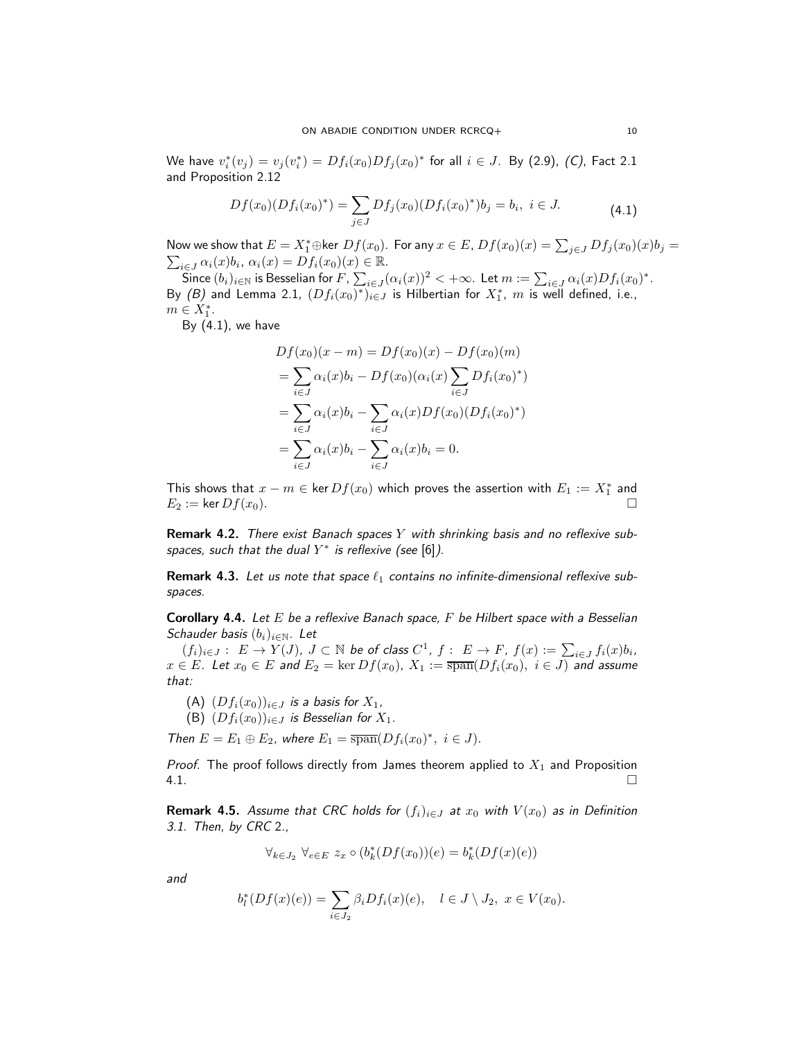We have $v_i^*(v_j) = v_j(v_i^*) = Df_i(x_0)Df_j(x_0)^*$ for all $i \in J$. By (2.9), *(C)*, Fact 2.1 and Proposition 2.12

$$Df(x_0)(Df_i(x_0)^*) = \sum_{j\in J} Df_j(x_0)(Df_i(x_0)^*)b_j = b_i, \ i \in J. \tag{4.1}$$

Now we show that $E = X_1^* \oplus \ker Df(x_0)$. For any $x \in E$, $Df(x_0)(x) = \sum_{j\in J} Df_j(x_0)(x)b_j = \sum_{i\in J} \alpha_i(x)b_i$, $\alpha_i(x) = Df_i(x_0)(x) \in \mathbb{R}$.

Since $(b_i)_{i\in\mathbb{N}}$ is Besselian for $F$, $\sum_{i\in J}(\alpha_i(x))^2 < +\infty$. Let $m := \sum_{i\in J} \alpha_i(x)Df_i(x_0)^*$. By *(B)* and Lemma 2.1, $(Df_i(x_0)^*)_{i\in J}$ is Hilbertian for $X_1^*$, $m$ is well defined, i.e., $m \in X_1^*$.

By (4.1), we have

$$\begin{aligned}
Df(x_0)(x - m) &= Df(x_0)(x) - Df(x_0)(m) \\
&= \sum_{i\in J} \alpha_i(x)b_i - Df(x_0)(\alpha_i(x)\sum_{i\in J} Df_i(x_0)^*) \\
&= \sum_{i\in J} \alpha_i(x)b_i - \sum_{i\in J} \alpha_i(x)Df(x_0)(Df_i(x_0)^*) \\
&= \sum_{i\in J} \alpha_i(x)b_i - \sum_{i\in J} \alpha_i(x)b_i = 0.
\end{aligned}$$

This shows that $x - m \in \ker Df(x_0)$ which proves the assertion with $E_1 := X_1^*$ and $E_2 := \ker Df(x_0)$. $\square$

**Remark 4.2.** *There exist Banach spaces $Y$ with shrinking basis and no reflexive subspaces, such that the dual $Y^*$ is reflexive (see [6]).*

**Remark 4.3.** *Let us note that space $\ell_1$ contains no infinite-dimensional reflexive subspaces.*

**Corollary 4.4.** *Let $E$ be a reflexive Banach space, $F$ be Hilbert space with a Besselian Schauder basis $(b_i)_{i\in\mathbb{N}}$. Let*

*$(f_i)_{i\in J} : E \to Y(J)$, $J \subset \mathbb{N}$ be of class $C^1$, $f : E \to F$, $f(x) := \sum_{i\in J} f_i(x)b_i$, $x \in E$. Let $x_0 \in E$ and $E_2 = \ker Df(x_0)$, $X_1 := \overline{\text{span}}(Df_i(x_0),\ i \in J)$ and assume that:*

- (A) *$(Df_i(x_0))_{i\in J}$ is a basis for $X_1$,*
- (B) *$(Df_i(x_0))_{i\in J}$ is Besselian for $X_1$.*

*Then $E = E_1 \oplus E_2$, where $E_1 = \overline{\text{span}}(Df_i(x_0)^*,\ i \in J)$.*

*Proof.* The proof follows directly from James theorem applied to $X_1$ and Proposition 4.1. $\square$

**Remark 4.5.** *Assume that CRC holds for $(f_i)_{i\in J}$ at $x_0$ with $V(x_0)$ as in Definition 3.1. Then, by CRC 2.,*

$$\forall_{k\in J_2}\ \forall_{e\in E}\ z_x \circ (b_k^*(Df(x_0))(e) = b_k^*(Df(x)(e))$$

*and*

$$b_l^*(Df(x)(e)) = \sum_{i\in J_2} \beta_i Df_i(x)(e), \quad l \in J \setminus J_2,\ x \in V(x_0).$$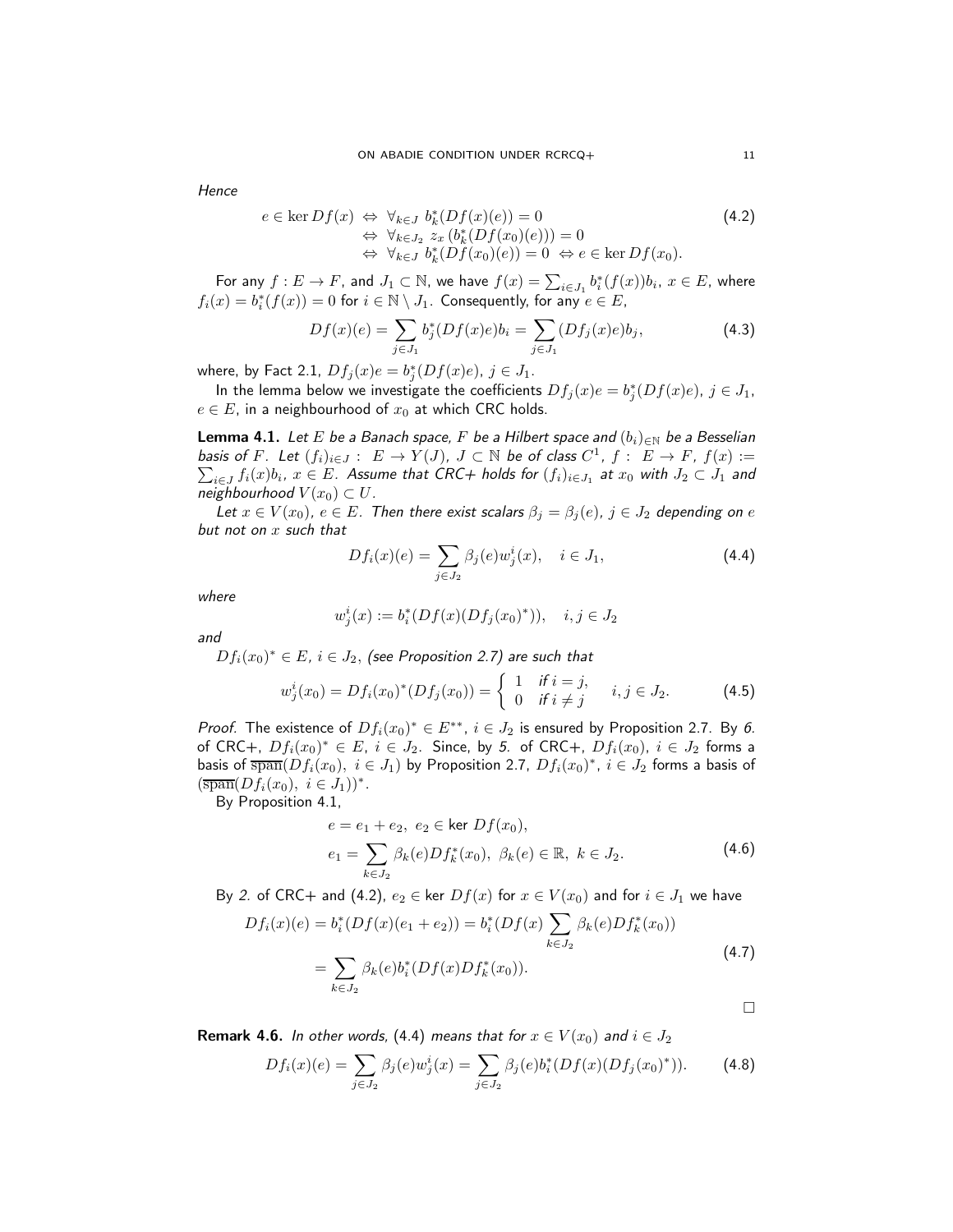*Hence*

$$
\begin{aligned}
e \in \ker Df(x) &\Leftrightarrow \forall_{k\in J}\ b_k^*(Df(x)(e)) = 0 \\
&\Leftrightarrow \forall_{k\in J_2}\ z_x\,(b_k^*(Df(x_0)(e))) = 0 \\
&\Leftrightarrow \forall_{k\in J}\ b_k^*(Df(x_0)(e)) = 0 \ \Leftrightarrow e \in \ker Df(x_0).
\end{aligned} \tag{4.2}
$$

For any $f : E \to F$, and $J_1 \subset \mathbb{N}$, we have $f(x) = \sum_{i\in J_1} b_i^*(f(x))b_i$, $x \in E$, where $f_i(x) = b_i^*(f(x)) = 0$ for $i \in \mathbb{N} \setminus J_1$. Consequently, for any $e \in E$,

$$
Df(x)(e) = \sum_{j\in J_1} b_j^*(Df(x)e)b_i = \sum_{j\in J_1} (Df_j(x)e)b_j, \tag{4.3}
$$

where, by Fact 2.1, $Df_j(x)e = b_j^*(Df(x)e)$, $j \in J_1$.

In the lemma below we investigate the coefficients $Df_j(x)e = b_j^*(Df(x)e)$, $j \in J_1$, $e \in E$, in a neighbourhood of $x_0$ at which CRC holds.

**Lemma 4.1.** *Let $E$ be a Banach space, $F$ be a Hilbert space and $(b_i)_{\in\mathbb{N}}$ be a Besselian basis of $F$. Let $(f_i)_{i\in J} :\ E \to Y(J)$, $J \subset \mathbb{N}$ be of class $C^1$, $f :\ E \to F$, $f(x) := \sum_{i\in J} f_i(x)b_i$, $x \in E$. Assume that CRC+ holds for $(f_i)_{i\in J_1}$ at $x_0$ with $J_2 \subset J_1$ and neighbourhood $V(x_0) \subset U$.*

*Let $x \in V(x_0)$, $e \in E$. Then there exist scalars $\beta_j = \beta_j(e)$, $j \in J_2$ depending on $e$ but not on $x$ such that*

$$
Df_i(x)(e) = \sum_{j\in J_2} \beta_j(e) w_j^i(x), \quad i \in J_1, \tag{4.4}
$$

*where*

$$
w_j^i(x) := b_i^*(Df(x)(Df_j(x_0)^*)), \quad i,j \in J_2
$$

*and*

*$Df_i(x_0)^* \in E$, $i \in J_2$, (see Proposition 2.7) are such that*

$$
w_j^i(x_0) = Df_i(x_0)^*(Df_j(x_0)) = \begin{cases} 1 & \text{if } i = j, \\ 0 & \text{if } i \neq j \end{cases} \quad i,j \in J_2. \tag{4.5}
$$

*Proof.* The existence of $Df_i(x_0)^* \in E^{**}$, $i \in J_2$ is ensured by Proposition 2.7. By *6.* of CRC+, $Df_i(x_0)^* \in E$, $i \in J_2$. Since, by *5.* of CRC+, $Df_i(x_0)$, $i \in J_2$ forms a basis of $\overline{\text{span}}(Df_i(x_0),\ i \in J_1)$ by Proposition 2.7, $Df_i(x_0)^*$, $i \in J_2$ forms a basis of $(\overline{\text{span}}(Df_i(x_0),\ i \in J_1))^*$.

By Proposition 4.1,

$$
\begin{aligned}
&e = e_1 + e_2,\ e_2 \in \ker\, Df(x_0), \\
&e_1 = \sum_{k\in J_2} \beta_k(e) Df_k^*(x_0),\ \beta_k(e) \in \mathbb{R},\ k \in J_2.
\end{aligned} \tag{4.6}
$$

By *2.* of CRC+ and (4.2), $e_2 \in \ker\, Df(x)$ for $x \in V(x_0)$ and for $i \in J_1$ we have

$$
\begin{aligned}
Df_i(x)(e) &= b_i^*(Df(x)(e_1 + e_2)) = b_i^*(Df(x) \sum_{k\in J_2} \beta_k(e) Df_k^*(x_0)) \\
&= \sum_{k\in J_2} \beta_k(e) b_i^*(Df(x) Df_k^*(x_0)).
\end{aligned} \tag{4.7}
$$

□

**Remark 4.6.** *In other words, (4.4) means that for $x \in V(x_0)$ and $i \in J_2$*

$$
Df_i(x)(e) = \sum_{j\in J_2} \beta_j(e) w_j^i(x) = \sum_{j\in J_2} \beta_j(e) b_i^*(Df(x)(Df_j(x_0)^*)). \tag{4.8}
$$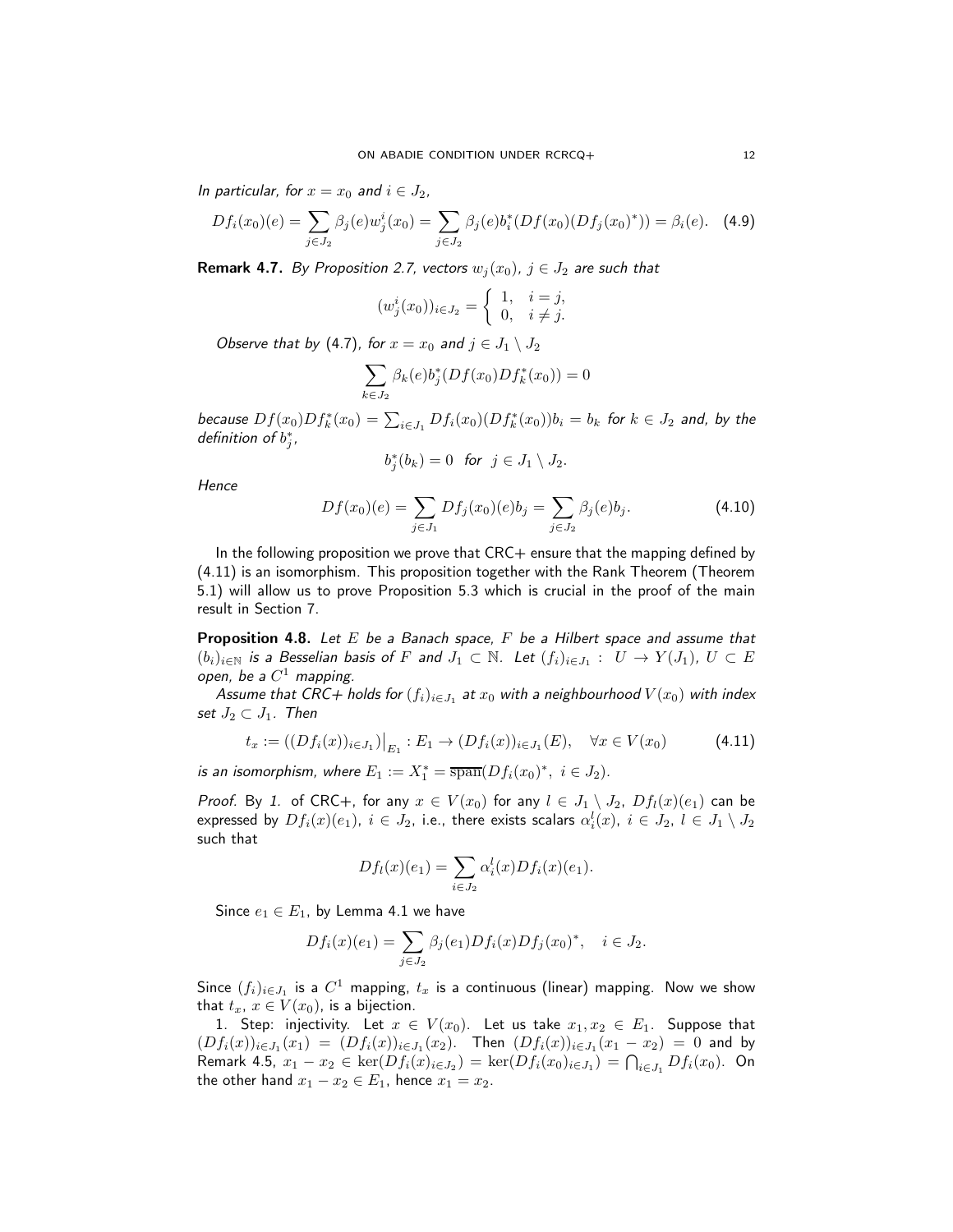*In particular, for $x = x_0$ and $i \in J_2$,*

$$Df_i(x_0)(e) = \sum_{j \in J_2} \beta_j(e) w_j^i(x_0) = \sum_{j \in J_2} \beta_j(e) b_i^*(Df(x_0)(Df_j(x_0)^*)) = \beta_i(e). \quad (4.9)$$

**Remark 4.7.** *By Proposition 2.7, vectors $w_j(x_0)$, $j \in J_2$ are such that*

$$(w_j^i(x_0))_{i \in J_2} = \begin{cases} 1, & i = j, \\ 0, & i \neq j. \end{cases}$$

*Observe that by (4.7), for $x = x_0$ and $j \in J_1 \setminus J_2$*

$$\sum_{k \in J_2} \beta_k(e) b_j^*(Df(x_0) Df_k^*(x_0)) = 0$$

*because $Df(x_0)Df_k^*(x_0) = \sum_{i \in J_1} Df_i(x_0)(Df_k^*(x_0)) b_i = b_k$ for $k \in J_2$ and, by the definition of $b_j^*$,*

$$b_j^*(b_k) = 0 \quad \text{for} \quad j \in J_1 \setminus J_2.$$

*Hence*

$$Df(x_0)(e) = \sum_{j \in J_1} Df_j(x_0)(e) b_j = \sum_{j \in J_2} \beta_j(e) b_j. \quad (4.10)$$

In the following proposition we prove that CRC+ ensure that the mapping defined by (4.11) is an isomorphism. This proposition together with the Rank Theorem (Theorem 5.1) will allow us to prove Proposition 5.3 which is crucial in the proof of the main result in Section 7.

**Proposition 4.8.** *Let $E$ be a Banach space, $F$ be a Hilbert space and assume that $(b_i)_{i \in \mathbb{N}}$ is a Besselian basis of $F$ and $J_1 \subset \mathbb{N}$. Let $(f_i)_{i \in J_1} : U \to Y(J_1)$, $U \subset E$ open, be a $C^1$ mapping.*

*Assume that CRC+ holds for $(f_i)_{i \in J_1}$ at $x_0$ with a neighbourhood $V(x_0)$ with index set $J_2 \subset J_1$. Then*

$$t_x := ((Df_i(x))_{i \in J_1})\big|_{E_1} : E_1 \to (Df_i(x))_{i \in J_1}(E), \quad \forall x \in V(x_0) \quad (4.11)$$

*is an isomorphism, where $E_1 := X_1^* = \overline{\text{span}}(Df_i(x_0)^*,\ i \in J_2)$.*

*Proof.* By *1.* of CRC+, for any $x \in V(x_0)$ for any $l \in J_1 \setminus J_2$, $Df_l(x)(e_1)$ can be expressed by $Df_i(x)(e_1)$, $i \in J_2$, i.e., there exists scalars $\alpha_i^l(x)$, $i \in J_2$, $l \in J_1 \setminus J_2$ such that

$$Df_l(x)(e_1) = \sum_{i \in J_2} \alpha_i^l(x) Df_i(x)(e_1).$$

Since $e_1 \in E_1$, by Lemma 4.1 we have

$$Df_i(x)(e_1) = \sum_{j \in J_2} \beta_j(e_1) Df_i(x) Df_j(x_0)^*, \quad i \in J_2.$$

Since $(f_i)_{i \in J_1}$ is a $C^1$ mapping, $t_x$ is a continuous (linear) mapping. Now we show that $t_x$, $x \in V(x_0)$, is a bijection.

1. Step: injectivity. Let $x \in V(x_0)$. Let us take $x_1, x_2 \in E_1$. Suppose that $(Df_i(x))_{i \in J_1}(x_1) = (Df_i(x))_{i \in J_1}(x_2)$. Then $(Df_i(x))_{i \in J_1}(x_1 - x_2) = 0$ and by Remark 4.5, $x_1 - x_2 \in \ker(Df_i(x)_{i \in J_2}) = \ker(Df_i(x_0)_{i \in J_1}) = \bigcap_{i \in J_1} Df_i(x_0)$. On the other hand $x_1 - x_2 \in E_1$, hence $x_1 = x_2$.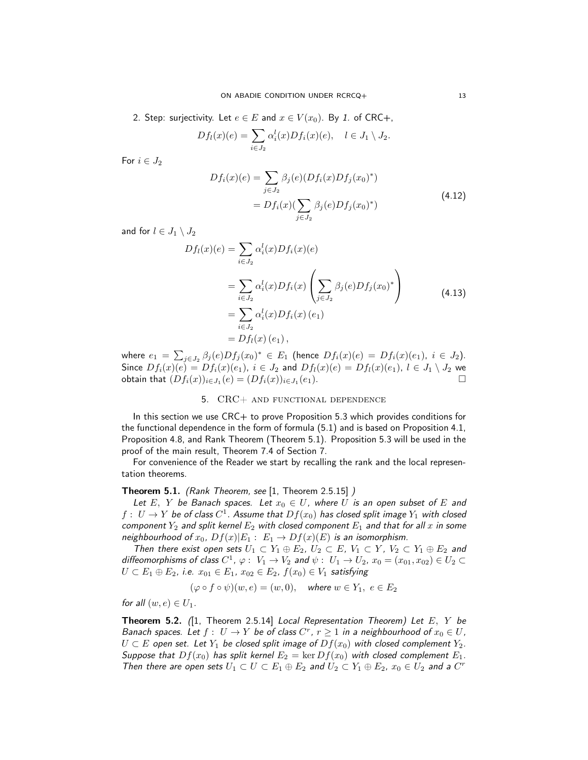2. Step: surjectivity. Let $e \in E$ and $x \in V(x_0)$. By *1.* of CRC+,

$$Df_l(x)(e) = \sum_{i \in J_2} \alpha_i^l(x) Df_i(x)(e), \quad l \in J_1 \setminus J_2.$$

For $i \in J_2$

$$\begin{aligned} Df_i(x)(e) &= \sum_{j \in J_2} \beta_j(e)(Df_i(x) Df_j(x_0)^*) \\ &= Df_i(x)(\sum_{j \in J_2} \beta_j(e) Df_j(x_0)^*) \end{aligned} \tag{4.12}$$

and for $l \in J_1 \setminus J_2$

$$\begin{aligned} Df_l(x)(e) &= \sum_{i \in J_2} \alpha_i^l(x) Df_i(x)(e) \\ &= \sum_{i \in J_2} \alpha_i^l(x) Df_i(x) \left( \sum_{j \in J_2} \beta_j(e) Df_j(x_0)^* \right) \\ &= \sum_{i \in J_2} \alpha_i^l(x) Df_i(x)(e_1) \\ &= Df_l(x)(e_1), \end{aligned} \tag{4.13}$$

where $e_1 = \sum_{j \in J_2} \beta_j(e) Df_j(x_0)^* \in E_1$ (hence $Df_i(x)(e) = Df_i(x)(e_1)$, $i \in J_2$). Since $Df_i(x)(e) = Df_i(x)(e_1)$, $i \in J_2$ and $Df_l(x)(e) = Df_l(x)(e_1)$, $l \in J_1 \setminus J_2$ we obtain that $(Df_i(x))_{i \in J_1}(e) = (Df_i(x))_{i \in J_1}(e_1)$. □

## 5. CRC+ and functional dependence

In this section we use CRC+ to prove Proposition 5.3 which provides conditions for the functional dependence in the form of formula (5.1) and is based on Proposition 4.1, Proposition 4.8, and Rank Theorem (Theorem 5.1). Proposition 5.3 will be used in the proof of the main result, Theorem 7.4 of Section 7.

For convenience of the Reader we start by recalling the rank and the local representation theorems.

**Theorem 5.1.** *(Rank Theorem, see* [1, Theorem 2.5.15] *)*

*Let $E$, $Y$ be Banach spaces. Let $x_0 \in U$, where $U$ is an open subset of $E$ and $f: U \to Y$ be of class $C^1$. Assume that $Df(x_0)$ has closed split image $Y_1$ with closed component $Y_2$ and split kernel $E_2$ with closed component $E_1$ and that for all $x$ in some neighbourhood of $x_0$, $Df(x)|E_1: E_1 \to Df(x)(E)$ is an isomorphism.*

*Then there exist open sets $U_1 \subset Y_1 \oplus E_2$, $U_2 \subset E$, $V_1 \subset Y$, $V_2 \subset Y_1 \oplus E_2$ and diffeomorphisms of class $C^1$, $\varphi: V_1 \to V_2$ and $\psi: U_1 \to U_2$, $x_0 = (x_{01}, x_{02}) \in U_2 \subset U \subset E_1 \oplus E_2$, i.e. $x_{01} \in E_1$, $x_{02} \in E_2$, $f(x_0) \in V_1$ satisfying*

$$(\varphi \circ f \circ \psi)(w, e) = (w, 0), \quad \text{where } w \in Y_1, \ e \in E_2$$

*for all $(w, e) \in U_1$.*

**Theorem 5.2.** *(*[1, Theorem 2.5.14] *Local Representation Theorem) Let $E$, $Y$ be Banach spaces. Let $f: U \to Y$ be of class $C^r$, $r \geq 1$ in a neighbourhood of $x_0 \in U$, $U \subset E$ open set. Let $Y_1$ be closed split image of $Df(x_0)$ with closed complement $Y_2$. Suppose that $Df(x_0)$ has split kernel $E_2 = \ker Df(x_0)$ with closed complement $E_1$. Then there are open sets $U_1 \subset U \subset E_1 \oplus E_2$ and $U_2 \subset Y_1 \oplus E_2$, $x_0 \in U_2$ and a $C^r$*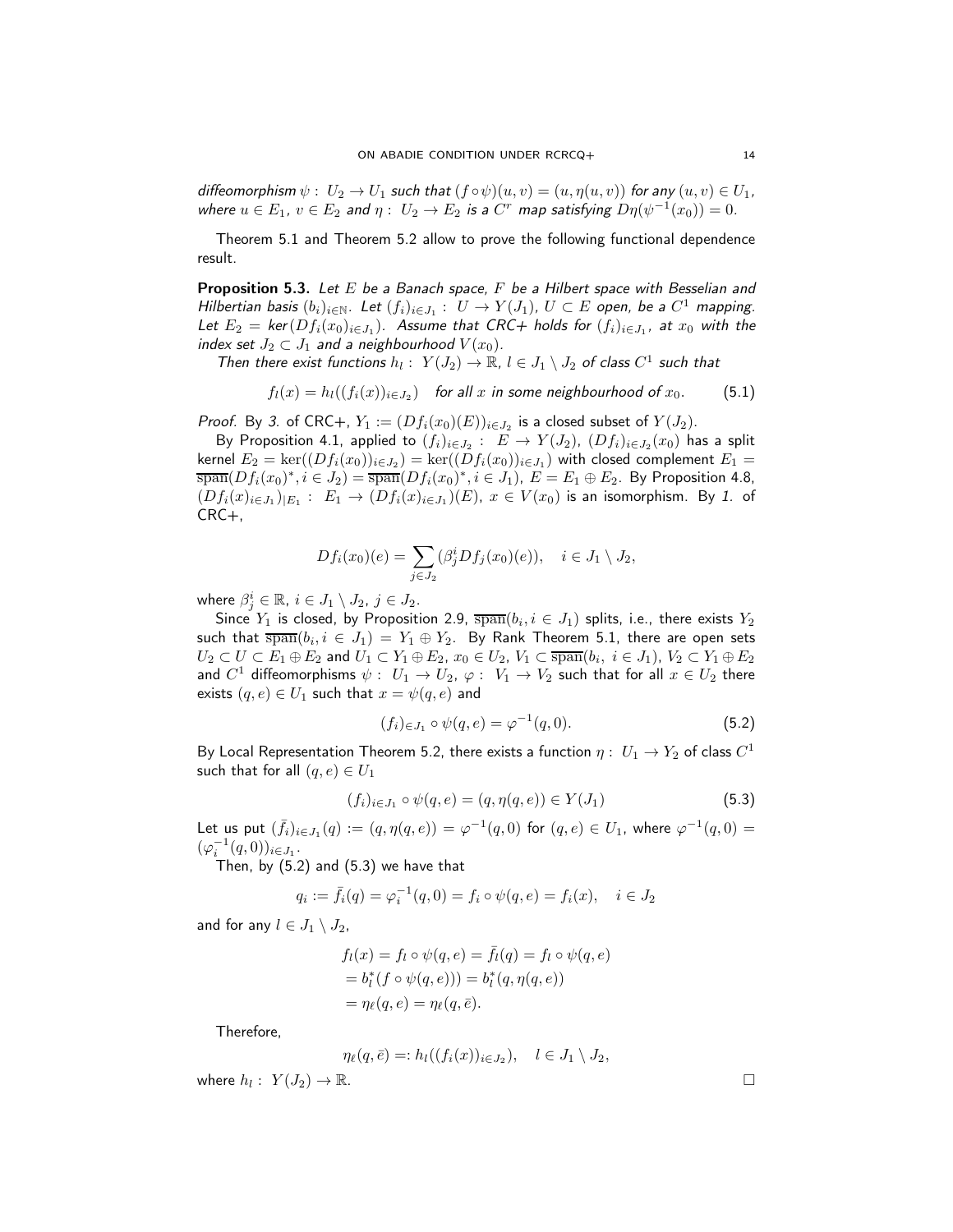*diffeomorphism $\psi:\ U_2 \to U_1$ such that $(f\circ\psi)(u,v) = (u, \eta(u,v))$ for any $(u,v)\in U_1$, where $u \in E_1$, $v \in E_2$ and $\eta:\ U_2 \to E_2$ is a $C^r$ map satisfying $D\eta(\psi^{-1}(x_0)) = 0$.*

Theorem 5.1 and Theorem 5.2 allow to prove the following functional dependence result.

**Proposition 5.3.** *Let $E$ be a Banach space, $F$ be a Hilbert space with Besselian and Hilbertian basis $(b_i)_{i\in\mathbb{N}}$. Let $(f_i)_{i\in J_1}:\ U \to Y(J_1)$, $U \subset E$ open, be a $C^1$ mapping. Let $E_2 = ker(Df_i(x_0)_{i\in J_1})$. Assume that CRC+ holds for $(f_i)_{i\in J_1}$, at $x_0$ with the index set $J_2 \subset J_1$ and a neighbourhood $V(x_0)$.*

*Then there exist functions $h_l:\ Y(J_2) \to \mathbb{R}$, $l \in J_1 \setminus J_2$ of class $C^1$ such that*

$$f_l(x) = h_l((f_i(x))_{i\in J_2}) \quad \textit{for all } x \textit{ in some neighbourhood of } x_0. \tag{5.1}$$

*Proof.* By *3.* of CRC+, $Y_1 := (Df_i(x_0)(E))_{i\in J_2}$ is a closed subset of $Y(J_2)$.

By Proposition 4.1, applied to $(f_i)_{i\in J_2}:\ E \to Y(J_2)$, $(Df_i)_{i\in J_2}(x_0)$ has a split kernel $E_2 = \ker((Df_i(x_0))_{i\in J_2}) = \ker((Df_i(x_0))_{i\in J_1})$ with closed complement $E_1 = \overline{\text{span}}(Df_i(x_0)^*, i \in J_2) = \overline{\text{span}}(Df_i(x_0)^*, i \in J_1)$, $E = E_1 \oplus E_2$. By Proposition 4.8, $(Df_i(x)_{i\in J_1})_{|E_1}:\ E_1 \to (Df_i(x)_{i\in J_1})(E)$, $x \in V(x_0)$ is an isomorphism. By *1.* of CRC+,

$$Df_i(x_0)(e) = \sum_{j\in J_2} (\beta^i_j Df_j(x_0)(e)), \quad i \in J_1 \setminus J_2,$$

where $\beta^i_j \in \mathbb{R}$, $i \in J_1 \setminus J_2$, $j \in J_2$.

Since $Y_1$ is closed, by Proposition 2.9, $\overline{\text{span}}(b_i, i \in J_1)$ splits, i.e., there exists $Y_2$ such that $\overline{\text{span}}(b_i, i \in J_1) = Y_1 \oplus Y_2$. By Rank Theorem 5.1, there are open sets $U_2 \subset U \subset E_1 \oplus E_2$ and $U_1 \subset Y_1 \oplus E_2$, $x_0 \in U_2$, $V_1 \subset \overline{\text{span}}(b_i,\ i \in J_1)$, $V_2 \subset Y_1 \oplus E_2$ and $C^1$ diffeomorphisms $\psi:\ U_1 \to U_2$, $\varphi:\ V_1 \to V_2$ such that for all $x \in U_2$ there exists $(q,e) \in U_1$ such that $x = \psi(q,e)$ and

$$(f_i)_{\in J_1} \circ \psi(q,e) = \varphi^{-1}(q,0). \tag{5.2}$$

By Local Representation Theorem 5.2, there exists a function $\eta:\ U_1 \to Y_2$ of class $C^1$ such that for all $(q,e) \in U_1$

$$(f_i)_{i\in J_1} \circ \psi(q,e) = (q, \eta(q,e)) \in Y(J_1) \tag{5.3}$$

Let us put $(\bar{f}_i)_{i\in J_1}(q) := (q, \eta(q,e)) = \varphi^{-1}(q,0)$ for $(q,e) \in U_1$, where $\varphi^{-1}(q,0) = (\varphi_i^{-1}(q,0))_{i\in J_1}$.

Then, by (5.2) and (5.3) we have that

$$q_i := \bar{f}_i(q) = \varphi_i^{-1}(q,0) = f_i \circ \psi(q,e) = f_i(x), \quad i \in J_2$$

and for any $l \in J_1 \setminus J_2$,

$$\begin{aligned}
f_l(x) &= f_l \circ \psi(q,e) = \bar{f}_l(q) = f_l \circ \psi(q,e) \\
&= b_l^*(f \circ \psi(q,e))) = b_l^*(q, \eta(q,e)) \\
&= \eta_\ell(q,e) = \eta_\ell(q,\bar{e}).
\end{aligned}$$

Therefore,

$$\eta_\ell(q,\bar{e}) =: h_l((f_i(x))_{i\in J_2}), \quad l \in J_1 \setminus J_2,$$

where $h_l:\ Y(J_2) \to \mathbb{R}$. $\square$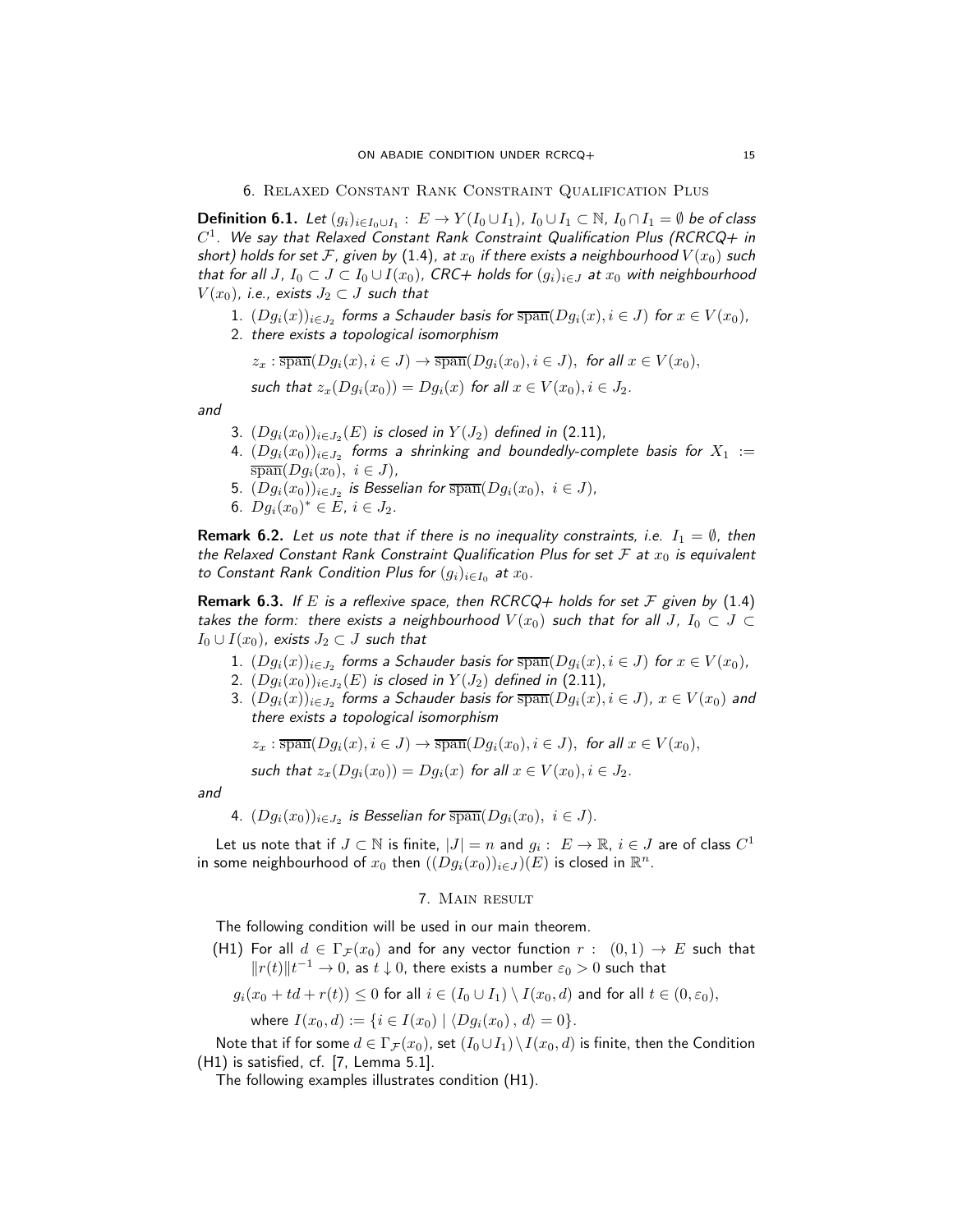## 6. Relaxed Constant Rank Constraint Qualification Plus

**Definition 6.1.** *Let $(g_i)_{i\in I_0\cup I_1}: E \to Y(I_0\cup I_1)$, $I_0\cup I_1 \subset \mathbb{N}$, $I_0\cap I_1 = \emptyset$ be of class $C^1$. We say that Relaxed Constant Rank Constraint Qualification Plus (RCRCQ+ in short) holds for set $\mathcal{F}$, given by (1.4), at $x_0$ if there exists a neighbourhood $V(x_0)$ such that for all $J$, $I_0 \subset J \subset I_0 \cup I(x_0)$, CRC+ holds for $(g_i)_{i\in J}$ at $x_0$ with neighbourhood $V(x_0)$, i.e., exists $J_2 \subset J$ such that*

1. *$(Dg_i(x))_{i\in J_2}$ forms a Schauder basis for $\overline{\text{span}}(Dg_i(x), i\in J)$ for $x \in V(x_0)$,*
2. *there exists a topological isomorphism*

$$z_x : \overline{\text{span}}(Dg_i(x), i\in J) \to \overline{\text{span}}(Dg_i(x_0), i\in J),\ \text{ for all } x\in V(x_0),$$

*such that $z_x(Dg_i(x_0)) = Dg_i(x)$ for all $x \in V(x_0), i \in J_2$.*

*and*

3. *$(Dg_i(x_0))_{i\in J_2}(E)$ is closed in $Y(J_2)$ defined in (2.11),*
4. *$(Dg_i(x_0))_{i\in J_2}$ forms a shrinking and boundedly-complete basis for $X_1 := \overline{\text{span}}(Dg_i(x_0),\ i\in J)$,*
5. *$(Dg_i(x_0))_{i\in J_2}$ is Besselian for $\overline{\text{span}}(Dg_i(x_0),\ i\in J)$,*
6. *$Dg_i(x_0)^* \in E$, $i \in J_2$.*

**Remark 6.2.** *Let us note that if there is no inequality constraints, i.e. $I_1 = \emptyset$, then the Relaxed Constant Rank Constraint Qualification Plus for set $\mathcal{F}$ at $x_0$ is equivalent to Constant Rank Condition Plus for $(g_i)_{i\in I_0}$ at $x_0$.*

**Remark 6.3.** *If $E$ is a reflexive space, then RCRCQ+ holds for set $\mathcal{F}$ given by (1.4) takes the form: there exists a neighbourhood $V(x_0)$ such that for all $J$, $I_0 \subset J \subset I_0\cup I(x_0)$, exists $J_2 \subset J$ such that*

1. *$(Dg_i(x))_{i\in J_2}$ forms a Schauder basis for $\overline{\text{span}}(Dg_i(x), i\in J)$ for $x\in V(x_0)$,*
2. *$(Dg_i(x_0))_{i\in J_2}(E)$ is closed in $Y(J_2)$ defined in (2.11),*
3. *$(Dg_i(x))_{i\in J_2}$ forms a Schauder basis for $\overline{\text{span}}(Dg_i(x), i\in J)$, $x\in V(x_0)$ and there exists a topological isomorphism*

$$z_x : \overline{\text{span}}(Dg_i(x), i\in J) \to \overline{\text{span}}(Dg_i(x_0), i\in J),\ \text{ for all } x\in V(x_0),$$

*such that $z_x(Dg_i(x_0)) = Dg_i(x)$ for all $x\in V(x_0), i\in J_2$.*

*and*

4. *$(Dg_i(x_0))_{i\in J_2}$ is Besselian for $\overline{\text{span}}(Dg_i(x_0),\ i\in J)$.*

Let us note that if $J\subset\mathbb{N}$ is finite, $|J| = n$ and $g_i: E\to\mathbb{R}$, $i\in J$ are of class $C^1$ in some neighbourhood of $x_0$ then $((Dg_i(x_0))_{i\in J})(E)$ is closed in $\mathbb{R}^n$.

## 7. Main result

The following condition will be used in our main theorem.

(H1) For all $d\in\Gamma_{\mathcal{F}}(x_0)$ and for any vector function $r:\ (0,1)\to E$ such that $\|r(t)\|t^{-1}\to 0$, as $t\downarrow 0$, there exists a number $\varepsilon_0 > 0$ such that

$$g_i(x_0+td+r(t)) \le 0 \text{ for all } i\in (I_0\cup I_1)\setminus I(x_0,d) \text{ and for all } t\in(0,\varepsilon_0),$$

$$\text{where } I(x_0,d) := \{i\in I(x_0) \mid \langle Dg_i(x_0)\,,\, d\rangle = 0\}.$$

Note that if for some $d\in\Gamma_{\mathcal{F}}(x_0)$, set $(I_0\cup I_1)\setminus I(x_0,d)$ is finite, then the Condition (H1) is satisfied, cf. [7, Lemma 5.1].

The following examples illustrates condition (H1).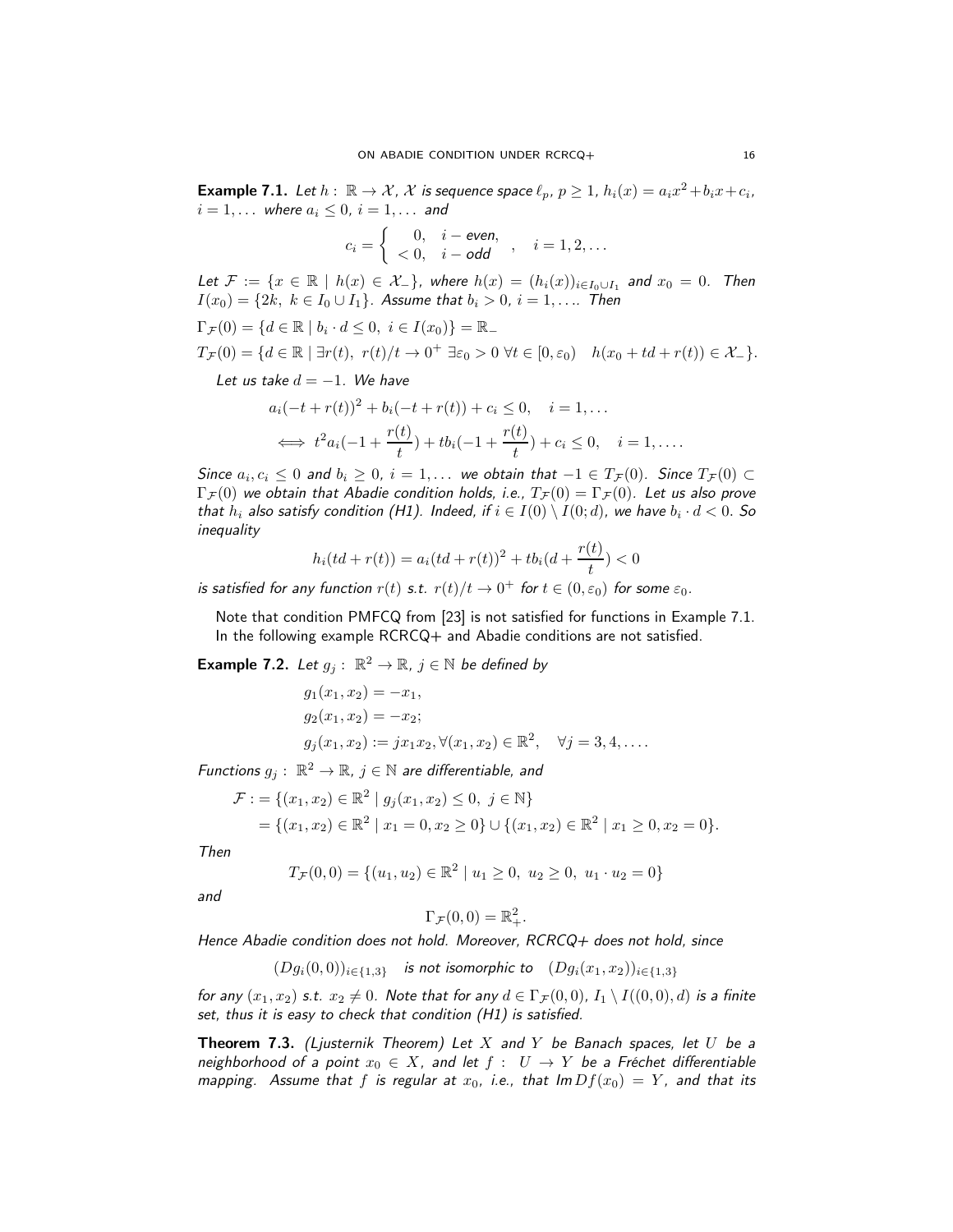**Example 7.1.** *Let $h:\ \mathbb{R} \to \mathcal{X}$, $\mathcal{X}$ is sequence space $\ell_p$, $p \geq 1$, $h_i(x) = a_i x^2 + b_i x + c_i$, $i = 1, \dots$ where $a_i \leq 0$, $i = 1, \dots$ and*

$$c_i = \begin{cases} 0, & i - \text{even}, \\ < 0, & i - \text{odd} \end{cases}, \quad i = 1, 2, \dots$$

*Let $\mathcal{F} := \{x \in \mathbb{R} \mid h(x) \in \mathcal{X}_-\}$, where $h(x) = (h_i(x))_{i \in I_0 \cup I_1}$ and $x_0 = 0$. Then $I(x_0) = \{2k,\ k \in I_0 \cup I_1\}$. Assume that $b_i > 0$, $i = 1, \dots$. Then*

$$\Gamma_{\mathcal{F}}(0) = \{d \in \mathbb{R} \mid b_i \cdot d \leq 0,\ i \in I(x_0)\} = \mathbb{R}_-$$

$$T_{\mathcal{F}}(0) = \{d \in \mathbb{R} \mid \exists r(t),\ r(t)/t \to 0^+\ \exists \varepsilon_0 > 0\ \forall t \in [0, \varepsilon_0) \quad h(x_0 + td + r(t)) \in \mathcal{X}_-\}.$$

*Let us take $d = -1$. We have*

$$a_i(-t + r(t))^2 + b_i(-t + r(t)) + c_i \leq 0, \quad i = 1, \dots$$

$$\iff t^2 a_i(-1 + \frac{r(t)}{t}) + t b_i(-1 + \frac{r(t)}{t}) + c_i \leq 0, \quad i = 1, \dots.$$

*Since $a_i, c_i \leq 0$ and $b_i \geq 0$, $i = 1, \dots$ we obtain that $-1 \in T_{\mathcal{F}}(0)$. Since $T_{\mathcal{F}}(0) \subset \Gamma_{\mathcal{F}}(0)$ we obtain that Abadie condition holds, i.e., $T_{\mathcal{F}}(0) = \Gamma_{\mathcal{F}}(0)$. Let us also prove that $h_i$ also satisfy condition (H1). Indeed, if $i \in I(0) \setminus I(0; d)$, we have $b_i \cdot d < 0$. So inequality*

$$h_i(td + r(t)) = a_i(td + r(t))^2 + t b_i(d + \frac{r(t)}{t}) < 0$$

*is satisfied for any function $r(t)$ s.t. $r(t)/t \to 0^+$ for $t \in (0, \varepsilon_0)$ for some $\varepsilon_0$.*

Note that condition PMFCQ from [23] is not satisfied for functions in Example 7.1. In the following example RCRCQ+ and Abadie conditions are not satisfied.

**Example 7.2.** *Let $g_j:\ \mathbb{R}^2 \to \mathbb{R}$, $j \in \mathbb{N}$ be defined by*

$$g_1(x_1, x_2) = -x_1,$$
$$g_2(x_1, x_2) = -x_2;$$
$$g_j(x_1, x_2) := j x_1 x_2, \forall (x_1, x_2) \in \mathbb{R}^2, \quad \forall j = 3, 4, \dots.$$

*Functions $g_j:\ \mathbb{R}^2 \to \mathbb{R}$, $j \in \mathbb{N}$ are differentiable, and*

$$\begin{aligned} \mathcal{F} :&= \{(x_1, x_2) \in \mathbb{R}^2 \mid g_j(x_1, x_2) \leq 0,\ j \in \mathbb{N}\} \\ &= \{(x_1, x_2) \in \mathbb{R}^2 \mid x_1 = 0, x_2 \geq 0\} \cup \{(x_1, x_2) \in \mathbb{R}^2 \mid x_1 \geq 0, x_2 = 0\}. \end{aligned}$$

*Then*

$$T_{\mathcal{F}}(0, 0) = \{(u_1, u_2) \in \mathbb{R}^2 \mid u_1 \geq 0,\ u_2 \geq 0,\ u_1 \cdot u_2 = 0\}$$

*and*

$$\Gamma_{\mathcal{F}}(0, 0) = \mathbb{R}^2_+.$$

*Hence Abadie condition does not hold. Moreover, RCRCQ+ does not hold, since*

$$(Dg_i(0, 0))_{i \in \{1,3\}} \quad \text{is not isomorphic to} \quad (Dg_i(x_1, x_2))_{i \in \{1,3\}}$$

*for any $(x_1, x_2)$ s.t. $x_2 \neq 0$. Note that for any $d \in \Gamma_{\mathcal{F}}(0, 0)$, $I_1 \setminus I((0, 0), d)$ is a finite set, thus it is easy to check that condition (H1) is satisfied.*

**Theorem 7.3.** *(Ljusternik Theorem) Let $X$ and $Y$ be Banach spaces, let $U$ be a neighborhood of a point $x_0 \in X$, and let $f:\ U \to Y$ be a Fréchet differentiable mapping. Assume that $f$ is regular at $x_0$, i.e., that $\operatorname{Im} Df(x_0) = Y$, and that its*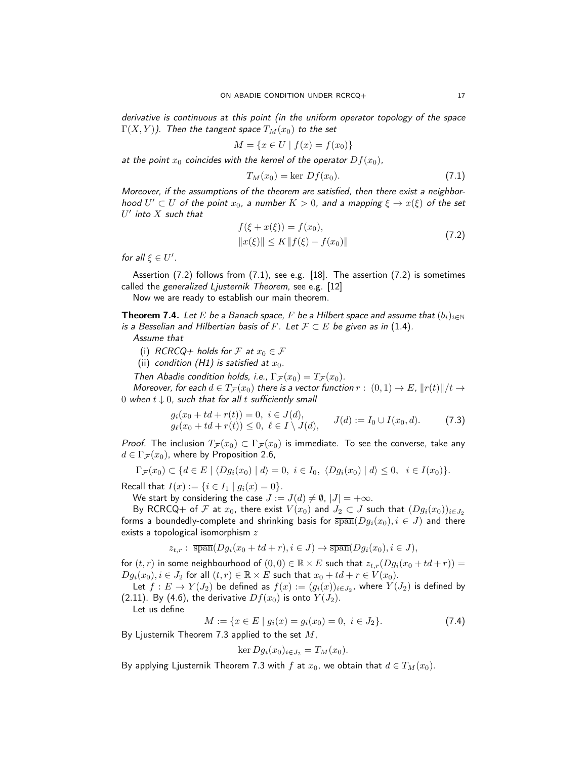*derivative is continuous at this point (in the uniform operator topology of the space $\Gamma(X,Y)$). Then the tangent space $T_M(x_0)$ to the set*

$$M = \{x \in U \mid f(x) = f(x_0)\}$$

*at the point $x_0$ coincides with the kernel of the operator $Df(x_0)$,*

$$T_M(x_0) = \ker Df(x_0). \tag{7.1}$$

*Moreover, if the assumptions of the theorem are satisfied, then there exist a neighborhood $U' \subset U$ of the point $x_0$, a number $K > 0$, and a mapping $\xi \to x(\xi)$ of the set $U'$ into $X$ such that*

$$\begin{aligned} &f(\xi + x(\xi)) = f(x_0), \\ &\|x(\xi)\| \le K\|f(\xi) - f(x_0)\| \end{aligned} \tag{7.2}$$

*for all $\xi \in U'$.*

Assertion (7.2) follows from (7.1), see e.g. [18]. The assertion (7.2) is sometimes called the *generalized Ljusternik Theorem*, see e.g. [12]

Now we are ready to establish our main theorem.

**Theorem 7.4.** *Let $E$ be a Banach space, $F$ be a Hilbert space and assume that $(b_i)_{i\in\mathbb{N}}$ is a Besselian and Hilbertian basis of $F$. Let $\mathcal{F} \subset E$ be given as in (1.4).*

*Assume that*

(i) *RCRCQ+ holds for $\mathcal{F}$ at $x_0 \in \mathcal{F}$*
(ii) *condition (H1) is satisfied at $x_0$.*

*Then Abadie condition holds, i.e., $\Gamma_{\mathcal{F}}(x_0) = T_{\mathcal{F}}(x_0)$.*

*Moreover, for each $d \in T_{\mathcal{F}}(x_0)$ there is a vector function $r : (0,1) \to E$, $\|r(t)\|/t \to 0$ when $t \downarrow 0$, such that for all $t$ sufficiently small*

$$\begin{aligned} &g_i(x_0 + td + r(t)) = 0,\ i \in J(d), \\ &g_\ell(x_0 + td + r(t)) \le 0,\ \ell \in I \setminus J(d), \end{aligned} \qquad J(d) := I_0 \cup I(x_0, d). \tag{7.3}$$

*Proof.* The inclusion $T_{\mathcal{F}}(x_0) \subset \Gamma_{\mathcal{F}}(x_0)$ is immediate. To see the converse, take any $d \in \Gamma_{\mathcal{F}}(x_0)$, where by Proposition 2.6,

$$\Gamma_{\mathcal{F}}(x_0) \subset \{d \in E \mid \langle Dg_i(x_0) \mid d\rangle = 0,\ i \in I_0,\ \langle Dg_i(x_0) \mid d\rangle \le 0,\ \ i \in I(x_0)\}.$$

Recall that $I(x) := \{i \in I_1 \mid g_i(x) = 0\}$.

We start by considering the case $J := J(d) \neq \emptyset$, $|J| = +\infty$.

By RCRCQ+ of $\mathcal{F}$ at $x_0$, there exist $V(x_0)$ and $J_2 \subset J$ such that $(Dg_i(x_0))_{i\in J_2}$ forms a boundedly-complete and shrinking basis for $\overline{\text{span}}(Dg_i(x_0), i \in J)$ and there exists a topological isomorphism $z$

$$z_{t,r} :\ \overline{\text{span}}(Dg_i(x_0 + td + r), i \in J) \to \overline{\text{span}}(Dg_i(x_0), i \in J),$$

for $(t,r)$ in some neighbourhood of $(0,0) \in \mathbb{R} \times E$ such that $z_{t,r}(Dg_i(x_0 + td + r)) = Dg_i(x_0), i \in J_2$ for all $(t,r) \in \mathbb{R} \times E$ such that $x_0 + td + r \in V(x_0)$.

Let $f : E \to Y(J_2)$ be defined as $f(x) := (g_i(x))_{i\in J_2}$, where $Y(J_2)$ is defined by (2.11). By (4.6), the derivative $Df(x_0)$ is onto $Y(J_2)$.

Let us define

$$M := \{x \in E \mid g_i(x) = g_i(x_0) = 0,\ i \in J_2\}. \tag{7.4}$$

By Ljusternik Theorem 7.3 applied to the set $M$,

$$\ker Dg_i(x_0)_{i\in J_2} = T_M(x_0).$$

By applying Ljusternik Theorem 7.3 with $f$ at $x_0$, we obtain that $d \in T_M(x_0)$.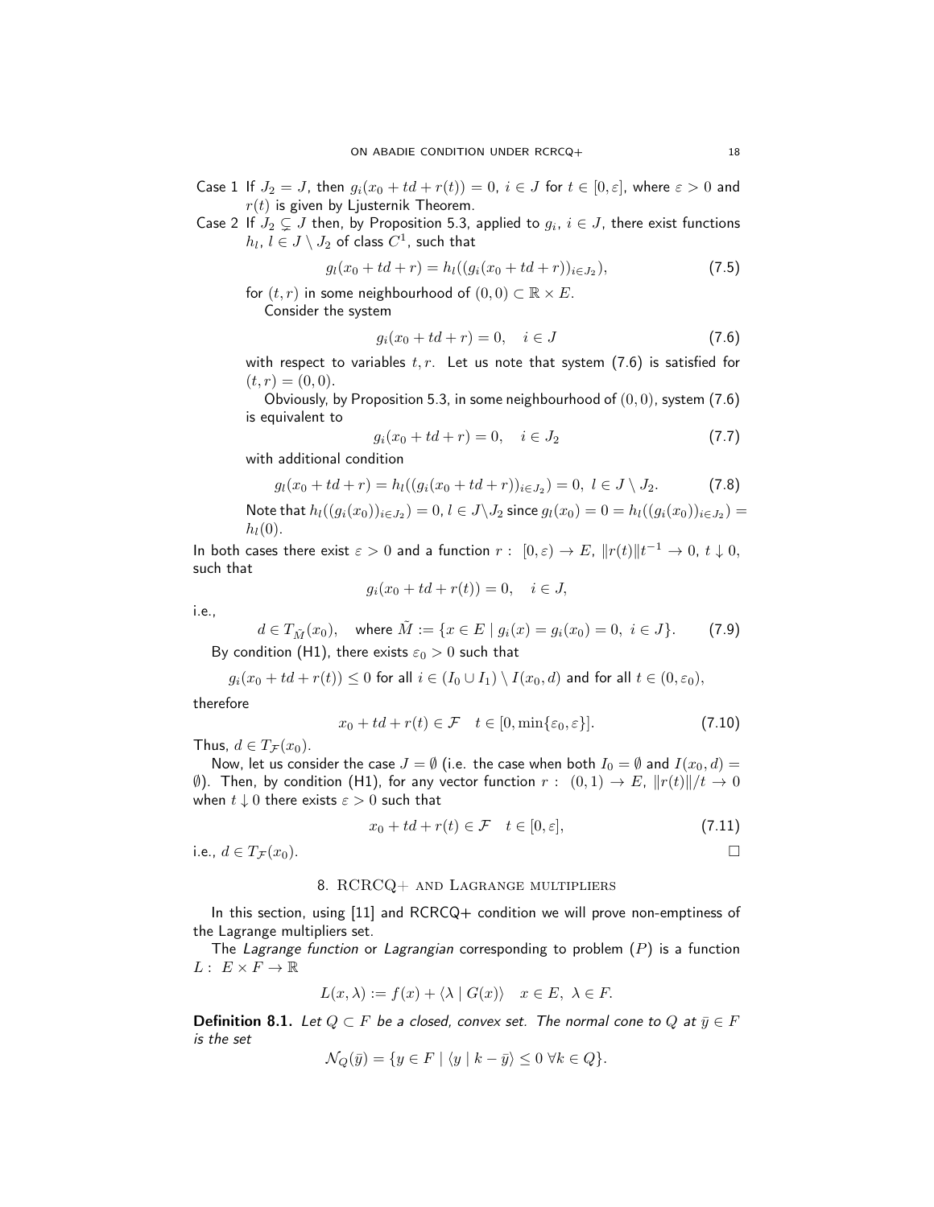Case 1 If $J_2 = J$, then $g_i(x_0 + td + r(t)) = 0$, $i \in J$ for $t \in [0, \varepsilon]$, where $\varepsilon > 0$ and $r(t)$ is given by Ljusternik Theorem.

Case 2 If $J_2 \subsetneq J$ then, by Proposition 5.3, applied to $g_i$, $i \in J$, there exist functions $h_l$, $l \in J \setminus J_2$ of class $C^1$, such that

$$g_l(x_0 + td + r) = h_l((g_i(x_0 + td + r))_{i \in J_2}), \tag{7.5}$$

for $(t, r)$ in some neighbourhood of $(0, 0) \subset \mathbb{R} \times E$.

Consider the system

$$g_i(x_0 + td + r) = 0, \quad i \in J \tag{7.6}$$

with respect to variables $t, r$. Let us note that system (7.6) is satisfied for $(t, r) = (0, 0)$.

Obviously, by Proposition 5.3, in some neighbourhood of $(0, 0)$, system (7.6) is equivalent to

$$g_i(x_0 + td + r) = 0, \quad i \in J_2 \tag{7.7}$$

with additional condition

$$g_l(x_0 + td + r) = h_l((g_i(x_0 + td + r))_{i \in J_2}) = 0, \ l \in J \setminus J_2. \tag{7.8}$$

Note that $h_l((g_i(x_0))_{i \in J_2}) = 0$, $l \in J \setminus J_2$ since $g_l(x_0) = 0 = h_l((g_i(x_0))_{i \in J_2}) = h_l(0)$.

In both cases there exist $\varepsilon > 0$ and a function $r : [0, \varepsilon) \to E$, $\|r(t)\| t^{-1} \to 0$, $t \downarrow 0$, such that

$$g_i(x_0 + td + r(t)) = 0, \quad i \in J,$$

i.e.,

$$d \in T_{\tilde{M}}(x_0), \quad \text{where } \tilde{M} := \{x \in E \mid g_i(x) = g_i(x_0) = 0, \ i \in J\}. \tag{7.9}$$

By condition (H1), there exists $\varepsilon_0 > 0$ such that

$$g_i(x_0 + td + r(t)) \leq 0 \text{ for all } i \in (I_0 \cup I_1) \setminus I(x_0, d) \text{ and for all } t \in (0, \varepsilon_0),$$

therefore

$$x_0 + td + r(t) \in \mathcal{F} \quad t \in [0, \min\{\varepsilon_0, \varepsilon\}]. \tag{7.10}$$

Thus, $d \in T_{\mathcal{F}}(x_0)$.

Now, let us consider the case $J = \emptyset$ (i.e. the case when both $I_0 = \emptyset$ and $I(x_0, d) = \emptyset$). Then, by condition (H1), for any vector function $r : (0, 1) \to E$, $\|r(t)\|/t \to 0$ when $t \downarrow 0$ there exists $\varepsilon > 0$ such that

$$x_0 + td + r(t) \in \mathcal{F} \quad t \in [0, \varepsilon], \tag{7.11}$$

i.e., $d \in T_{\mathcal{F}}(x_0)$. □

## 8. RCRCQ+ and Lagrange multipliers

In this section, using [11] and RCRCQ+ condition we will prove non-emptiness of the Lagrange multipliers set.

The *Lagrange function* or *Lagrangian* corresponding to problem $(P)$ is a function $L : E \times F \to \mathbb{R}$

$$L(x, \lambda) := f(x) + \langle \lambda \mid G(x) \rangle \quad x \in E, \ \lambda \in F.$$

**Definition 8.1.** *Let $Q \subset F$ be a closed, convex set. The normal cone to $Q$ at $\bar{y} \in F$ is the set*

$$\mathcal{N}_Q(\bar{y}) = \{y \in F \mid \langle y \mid k - \bar{y} \rangle \leq 0 \ \forall k \in Q\}.$$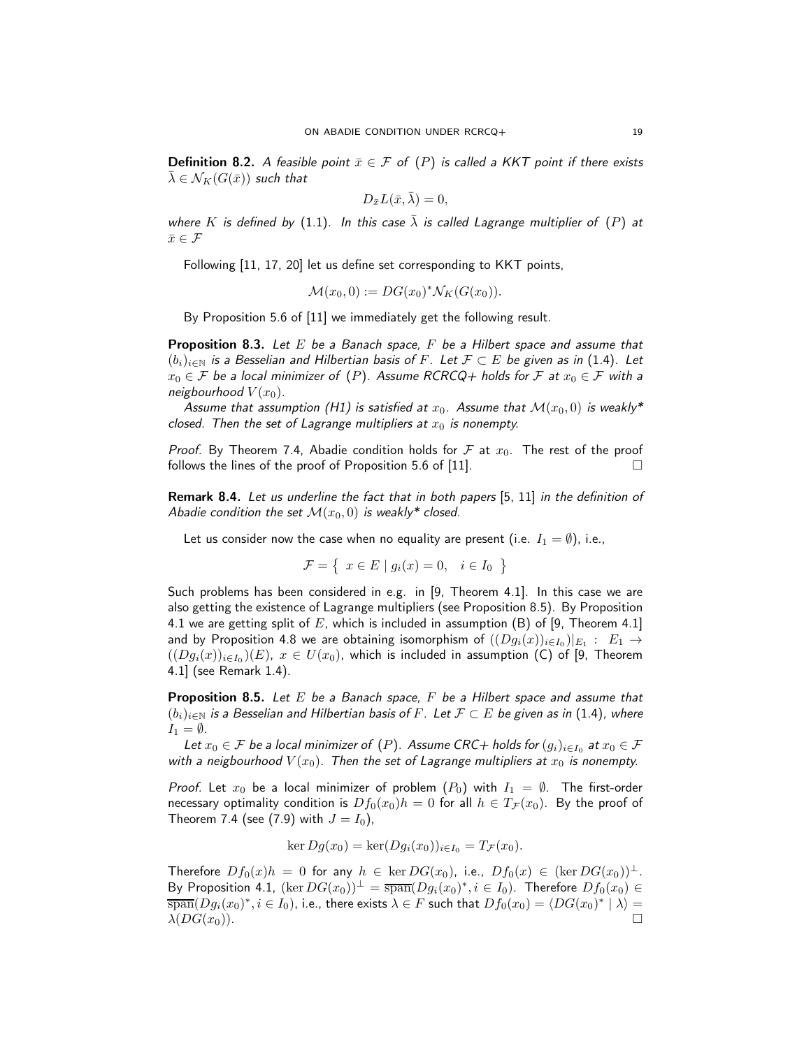**Definition 8.2.** *A feasible point $\bar{x} \in \mathcal{F}$ of $(P)$ is called a KKT point if there exists $\bar{\lambda} \in \mathcal{N}_K(G(\bar{x}))$ such that*

$$D_{\bar{x}} L(\bar{x}, \bar{\lambda}) = 0,$$

*where $K$ is defined by (1.1). In this case $\bar{\lambda}$ is called Lagrange multiplier of $(P)$ at $\bar{x} \in \mathcal{F}$*

Following [11, 17, 20] let us define set corresponding to KKT points,

$$\mathcal{M}(x_0, 0) := DG(x_0)^* \mathcal{N}_K(G(x_0)).$$

By Proposition 5.6 of [11] we immediately get the following result.

**Proposition 8.3.** *Let $E$ be a Banach space, $F$ be a Hilbert space and assume that $(b_i)_{i \in \mathbb{N}}$ is a Besselian and Hilbertian basis of $F$. Let $\mathcal{F} \subset E$ be given as in (1.4). Let $x_0 \in \mathcal{F}$ be a local minimizer of $(P)$. Assume RCRCQ+ holds for $\mathcal{F}$ at $x_0 \in \mathcal{F}$ with a neigbourhood $V(x_0)$.*

*Assume that assumption (H1) is satisfied at $x_0$. Assume that $\mathcal{M}(x_0, 0)$ is weakly\* closed. Then the set of Lagrange multipliers at $x_0$ is nonempty.*

*Proof.* By Theorem 7.4, Abadie condition holds for $\mathcal{F}$ at $x_0$. The rest of the proof follows the lines of the proof of Proposition 5.6 of [11]. □

**Remark 8.4.** *Let us underline the fact that in both papers [5, 11] in the definition of Abadie condition the set $\mathcal{M}(x_0, 0)$ is weakly\* closed.*

Let us consider now the case when no equality are present (i.e. $I_1 = \emptyset$), i.e.,

$$\mathcal{F} = \left\{ \ x \in E \mid g_i(x) = 0, \quad i \in I_0 \ \right\}$$

Such problems has been considered in e.g. in [9, Theorem 4.1]. In this case we are also getting the existence of Lagrange multipliers (see Proposition 8.5). By Proposition 4.1 we are getting split of $E$, which is included in assumption (B) of [9, Theorem 4.1] and by Proposition 4.8 we are obtaining isomorphism of $((Dg_i(x))_{i \in I_0})|_{E_1} : \ E_1 \to ((Dg_i(x))_{i \in I_0})(E)$, $x \in U(x_0)$, which is included in assumption (C) of [9, Theorem 4.1] (see Remark 1.4).

**Proposition 8.5.** *Let $E$ be a Banach space, $F$ be a Hilbert space and assume that $(b_i)_{i \in \mathbb{N}}$ is a Besselian and Hilbertian basis of $F$. Let $\mathcal{F} \subset E$ be given as in (1.4), where $I_1 = \emptyset$.*

*Let $x_0 \in \mathcal{F}$ be a local minimizer of $(P)$. Assume CRC+ holds for $(g_i)_{i \in I_0}$ at $x_0 \in \mathcal{F}$ with a neigbourhood $V(x_0)$. Then the set of Lagrange multipliers at $x_0$ is nonempty.*

*Proof.* Let $x_0$ be a local minimizer of problem $(P_0)$ with $I_1 = \emptyset$. The first-order necessary optimality condition is $Df_0(x_0)h = 0$ for all $h \in T_{\mathcal{F}}(x_0)$. By the proof of Theorem 7.4 (see (7.9) with $J = I_0$),

$$\ker Dg(x_0) = \ker(Dg_i(x_0))_{i \in I_0} = T_{\mathcal{F}}(x_0).$$

Therefore $Df_0(x)h = 0$ for any $h \in \ker DG(x_0)$, i.e., $Df_0(x) \in (\ker DG(x_0))^{\perp}$. By Proposition 4.1, $(\ker DG(x_0))^{\perp} = \overline{\text{span}}(Dg_i(x_0)^*, i \in I_0)$. Therefore $Df_0(x_0) \in \overline{\text{span}}(Dg_i(x_0)^*, i \in I_0)$, i.e., there exists $\lambda \in F$ such that $Df_0(x_0) = \langle DG(x_0)^* \mid \lambda \rangle = \lambda(DG(x_0))$. □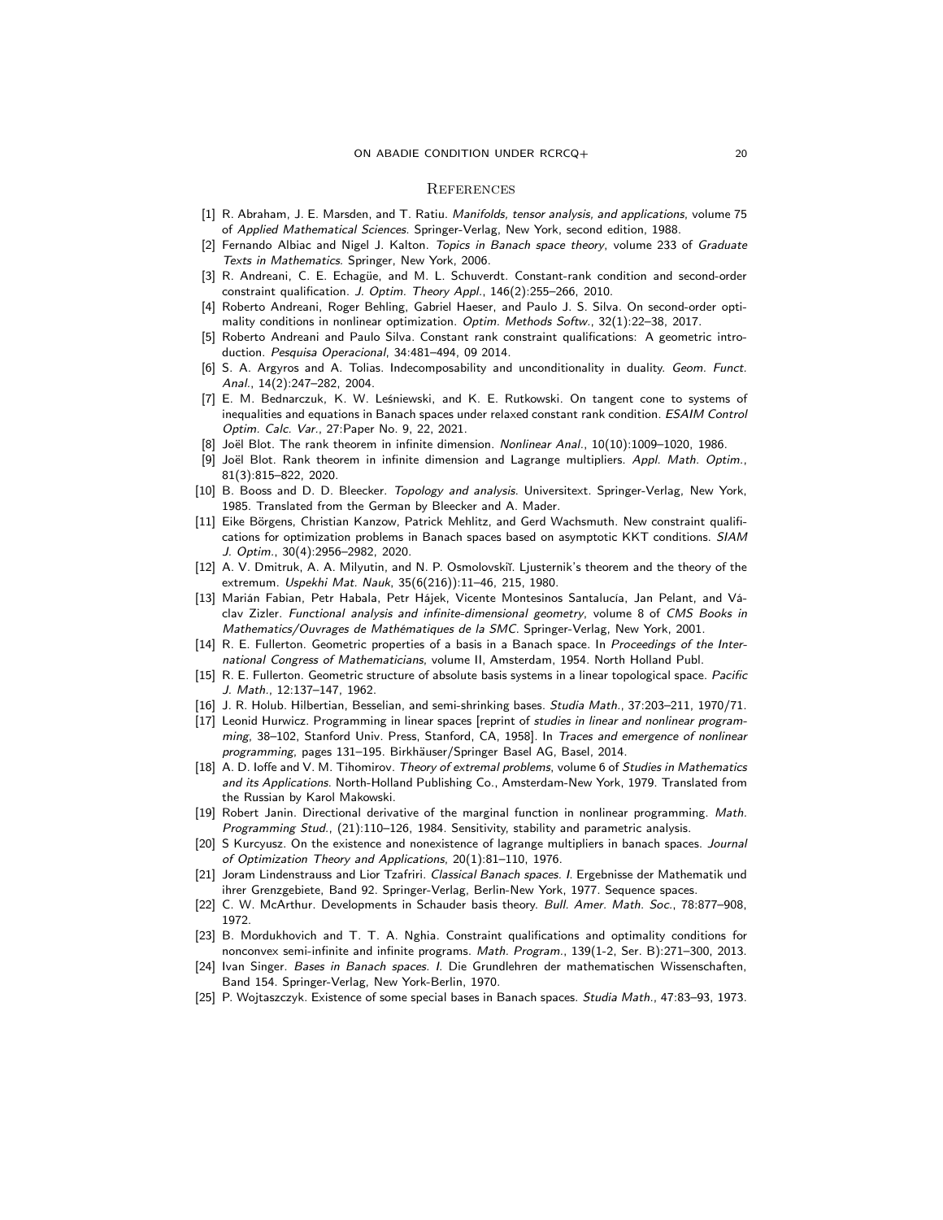## References

[1] R. Abraham, J. E. Marsden, and T. Ratiu. *Manifolds, tensor analysis, and applications*, volume 75 of *Applied Mathematical Sciences*. Springer-Verlag, New York, second edition, 1988.

[2] Fernando Albiac and Nigel J. Kalton. *Topics in Banach space theory*, volume 233 of *Graduate Texts in Mathematics*. Springer, New York, 2006.

[3] R. Andreani, C. E. Echagüe, and M. L. Schuverdt. Constant-rank condition and second-order constraint qualification. *J. Optim. Theory Appl.*, 146(2):255–266, 2010.

[4] Roberto Andreani, Roger Behling, Gabriel Haeser, and Paulo J. S. Silva. On second-order optimality conditions in nonlinear optimization. *Optim. Methods Softw.*, 32(1):22–38, 2017.

[5] Roberto Andreani and Paulo Silva. Constant rank constraint qualifications: A geometric introduction. *Pesquisa Operacional*, 34:481–494, 09 2014.

[6] S. A. Argyros and A. Tolias. Indecomposability and unconditionality in duality. *Geom. Funct. Anal.*, 14(2):247–282, 2004.

[7] E. M. Bednarczuk, K. W. Leśniewski, and K. E. Rutkowski. On tangent cone to systems of inequalities and equations in Banach spaces under relaxed constant rank condition. *ESAIM Control Optim. Calc. Var.*, 27:Paper No. 9, 22, 2021.

[8] Joël Blot. The rank theorem in infinite dimension. *Nonlinear Anal.*, 10(10):1009–1020, 1986.

[9] Joël Blot. Rank theorem in infinite dimension and Lagrange multipliers. *Appl. Math. Optim.*, 81(3):815–822, 2020.

[10] B. Booss and D. D. Bleecker. *Topology and analysis*. Universitext. Springer-Verlag, New York, 1985. Translated from the German by Bleecker and A. Mader.

[11] Eike Börgens, Christian Kanzow, Patrick Mehlitz, and Gerd Wachsmuth. New constraint qualifications for optimization problems in Banach spaces based on asymptotic KKT conditions. *SIAM J. Optim.*, 30(4):2956–2982, 2020.

[12] A. V. Dmitruk, A. A. Milyutin, and N. P. Osmolovskiĭ. Ljusternik's theorem and the theory of the extremum. *Uspekhi Mat. Nauk*, 35(6(216)):11–46, 215, 1980.

[13] Marián Fabian, Petr Habala, Petr Hájek, Vicente Montesinos Santalucía, Jan Pelant, and Václav Zizler. *Functional analysis and infinite-dimensional geometry*, volume 8 of *CMS Books in Mathematics/Ouvrages de Mathématiques de la SMC*. Springer-Verlag, New York, 2001.

[14] R. E. Fullerton. Geometric properties of a basis in a Banach space. In *Proceedings of the International Congress of Mathematicians*, volume II, Amsterdam, 1954. North Holland Publ.

[15] R. E. Fullerton. Geometric structure of absolute basis systems in a linear topological space. *Pacific J. Math.*, 12:137–147, 1962.

[16] J. R. Holub. Hilbertian, Besselian, and semi-shrinking bases. *Studia Math.*, 37:203–211, 1970/71.

[17] Leonid Hurwicz. Programming in linear spaces [reprint of *studies in linear and nonlinear programming*, 38–102, Stanford Univ. Press, Stanford, CA, 1958]. In *Traces and emergence of nonlinear programming*, pages 131–195. Birkhäuser/Springer Basel AG, Basel, 2014.

[18] A. D. Ioffe and V. M. Tihomirov. *Theory of extremal problems*, volume 6 of *Studies in Mathematics and its Applications*. North-Holland Publishing Co., Amsterdam-New York, 1979. Translated from the Russian by Karol Makowski.

[19] Robert Janin. Directional derivative of the marginal function in nonlinear programming. *Math. Programming Stud.*, (21):110–126, 1984. Sensitivity, stability and parametric analysis.

[20] S Kurcyusz. On the existence and nonexistence of lagrange multipliers in banach spaces. *Journal of Optimization Theory and Applications*, 20(1):81–110, 1976.

[21] Joram Lindenstrauss and Lior Tzafriri. *Classical Banach spaces. I*. Ergebnisse der Mathematik und ihrer Grenzgebiete, Band 92. Springer-Verlag, Berlin-New York, 1977. Sequence spaces.

[22] C. W. McArthur. Developments in Schauder basis theory. *Bull. Amer. Math. Soc.*, 78:877–908, 1972.

[23] B. Mordukhovich and T. T. A. Nghia. Constraint qualifications and optimality conditions for nonconvex semi-infinite and infinite programs. *Math. Program.*, 139(1-2, Ser. B):271–300, 2013.

[24] Ivan Singer. *Bases in Banach spaces. I*. Die Grundlehren der mathematischen Wissenschaften, Band 154. Springer-Verlag, New York-Berlin, 1970.

[25] P. Wojtaszczyk. Existence of some special bases in Banach spaces. *Studia Math.*, 47:83–93, 1973.